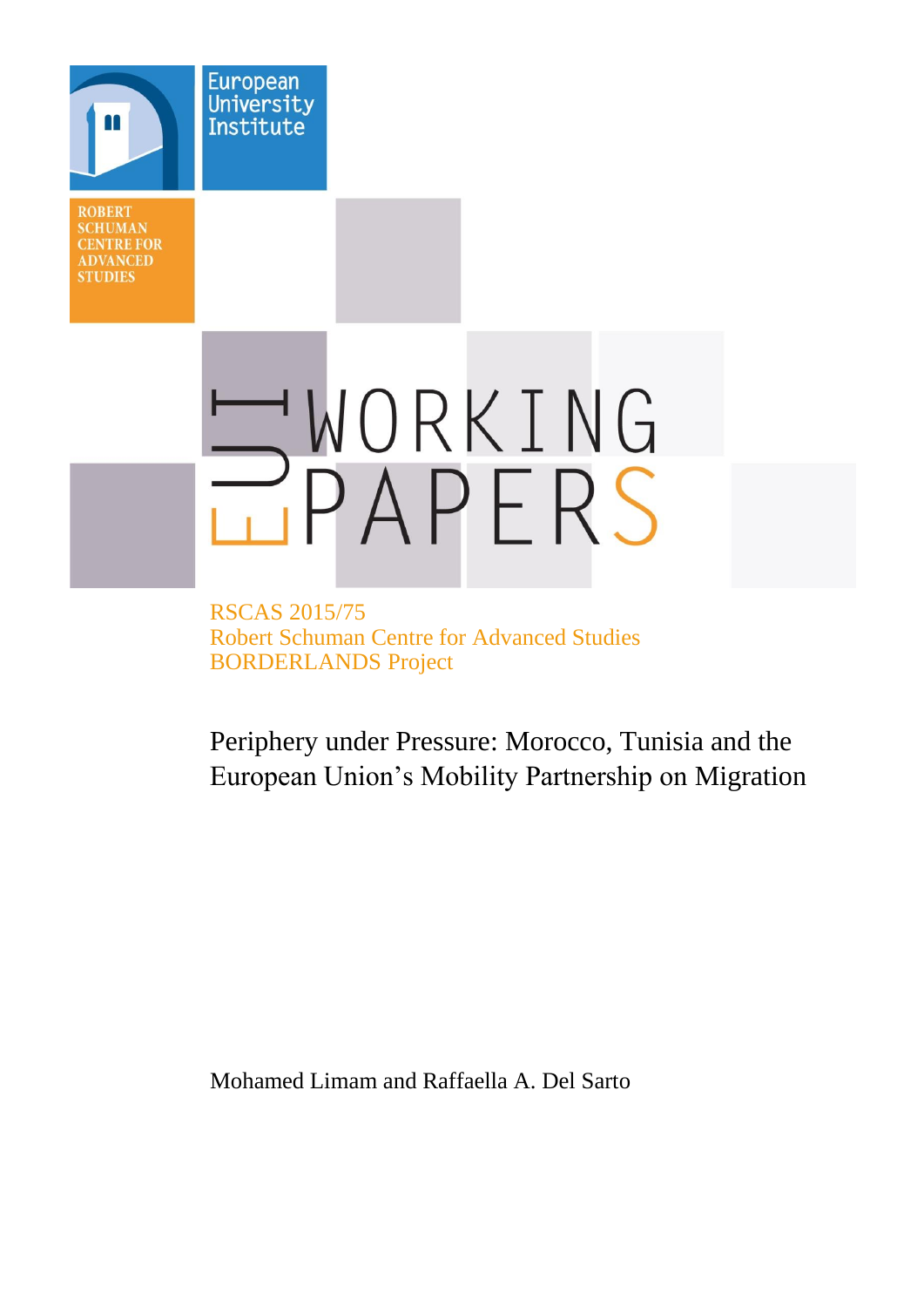European University Institute

ROBERT SCHUMAN CENTRE FOR ADVANCED STUDIES

EUI WORKING PAPERS

RSCAS 2015/75
Robert Schuman Centre for Advanced Studies
BORDERLANDS Project

# Periphery under Pressure: Morocco, Tunisia and the European Union's Mobility Partnership on Migration

Mohamed Limam and Raffaella A. Del Sarto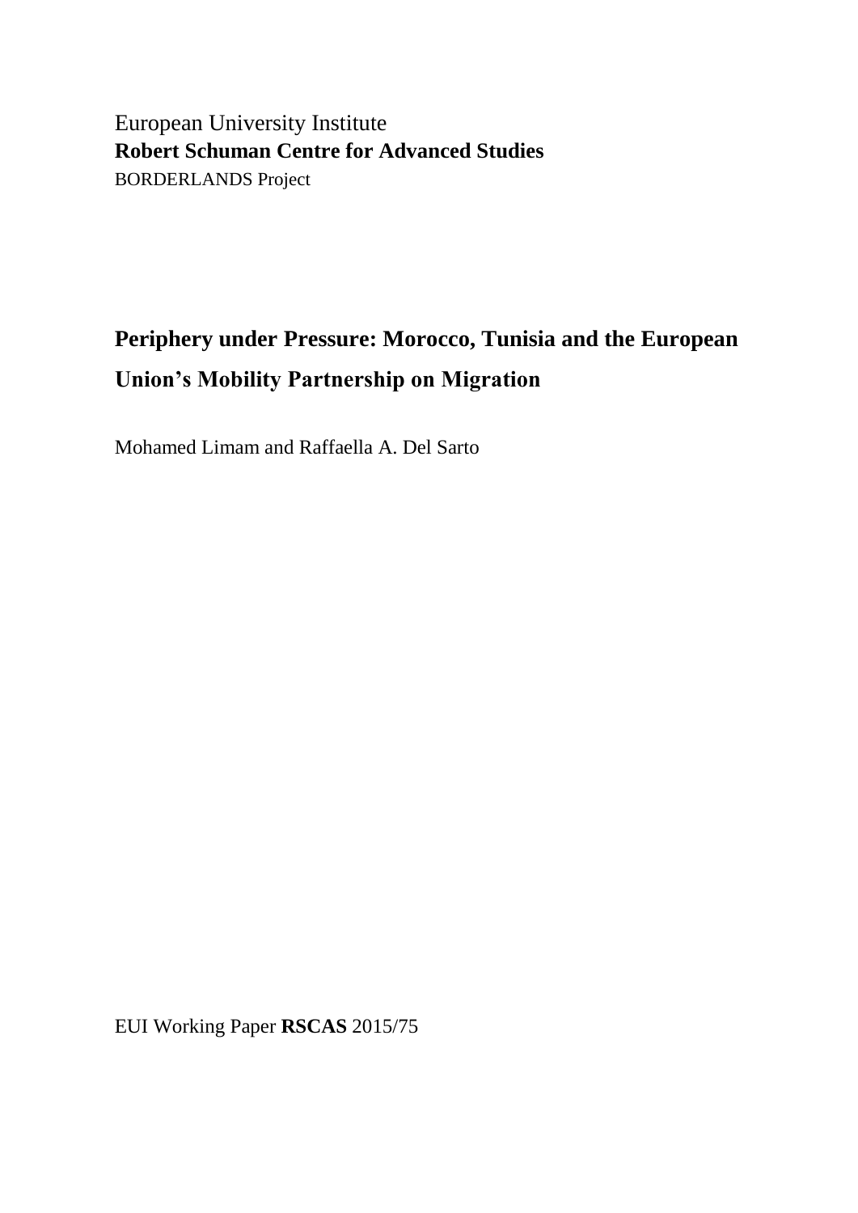European University Institute

**Robert Schuman Centre for Advanced Studies**

BORDERLANDS Project

# Periphery under Pressure: Morocco, Tunisia and the European Union's Mobility Partnership on Migration

Mohamed Limam and Raffaella A. Del Sarto

EUI Working Paper **RSCAS** 2015/75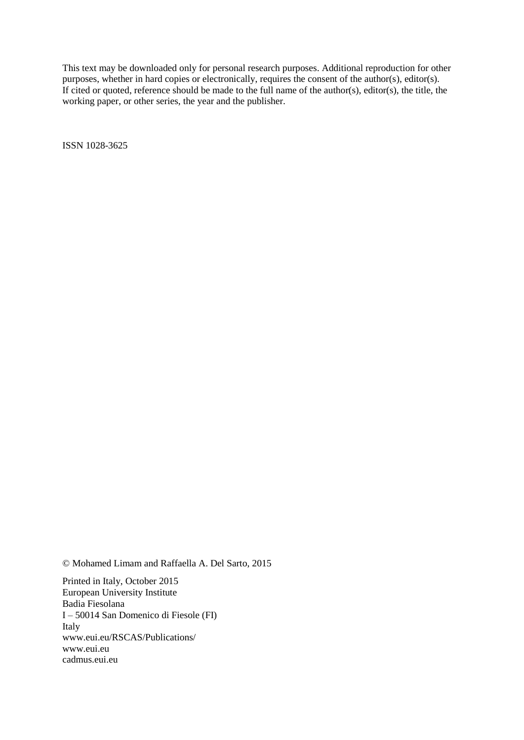This text may be downloaded only for personal research purposes. Additional reproduction for other purposes, whether in hard copies or electronically, requires the consent of the author(s), editor(s). If cited or quoted, reference should be made to the full name of the author(s), editor(s), the title, the working paper, or other series, the year and the publisher.

ISSN 1028-3625

© Mohamed Limam and Raffaella A. Del Sarto, 2015

Printed in Italy, October 2015
European University Institute
Badia Fiesolana
I – 50014 San Domenico di Fiesole (FI)
Italy
www.eui.eu/RSCAS/Publications/
www.eui.eu
cadmus.eui.eu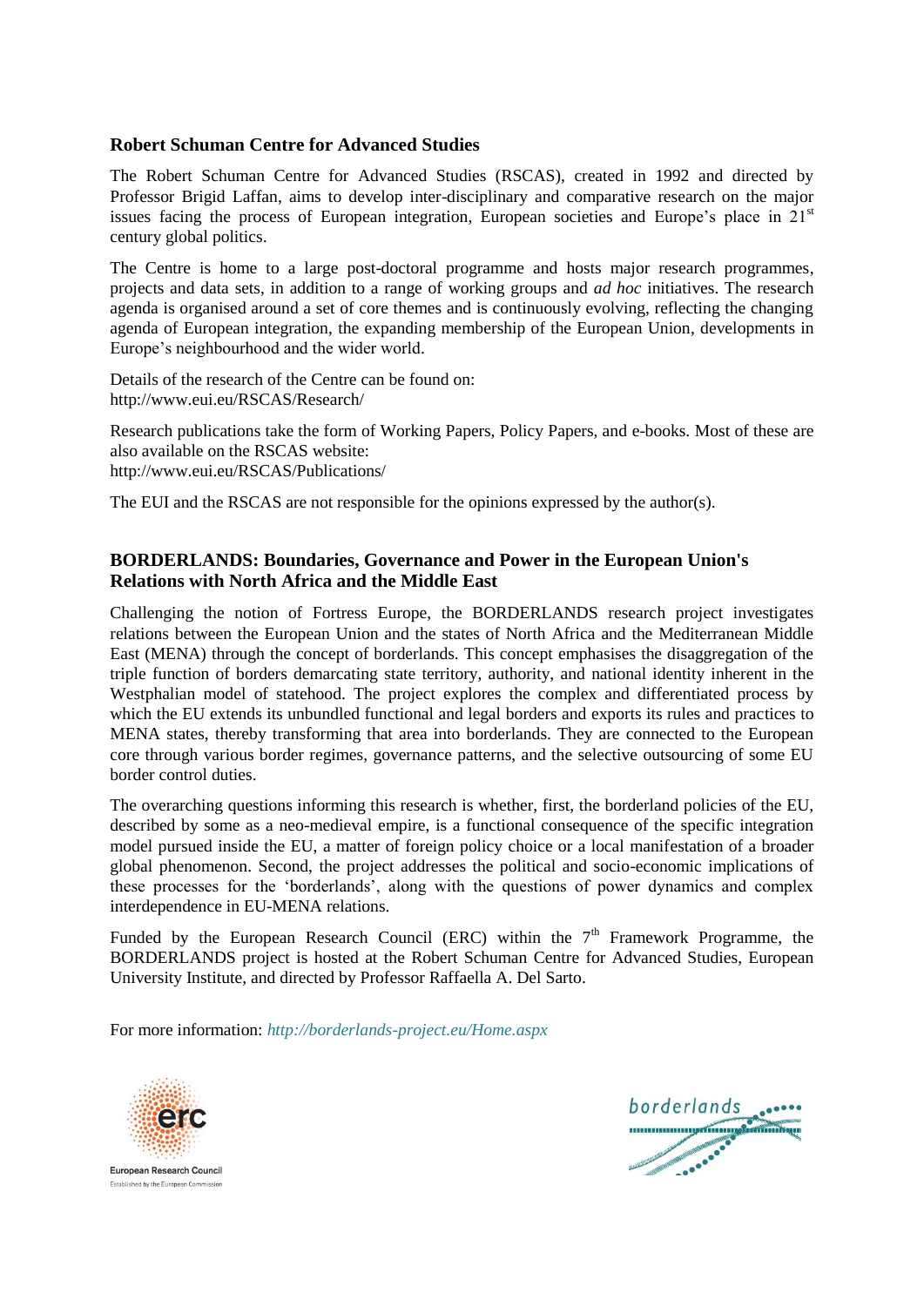## Robert Schuman Centre for Advanced Studies

The Robert Schuman Centre for Advanced Studies (RSCAS), created in 1992 and directed by Professor Brigid Laffan, aims to develop inter-disciplinary and comparative research on the major issues facing the process of European integration, European societies and Europe's place in 21st century global politics.

The Centre is home to a large post-doctoral programme and hosts major research programmes, projects and data sets, in addition to a range of working groups and *ad hoc* initiatives. The research agenda is organised around a set of core themes and is continuously evolving, reflecting the changing agenda of European integration, the expanding membership of the European Union, developments in Europe's neighbourhood and the wider world.

Details of the research of the Centre can be found on:
http://www.eui.eu/RSCAS/Research/

Research publications take the form of Working Papers, Policy Papers, and e-books. Most of these are also available on the RSCAS website:
http://www.eui.eu/RSCAS/Publications/

The EUI and the RSCAS are not responsible for the opinions expressed by the author(s).

## BORDERLANDS: Boundaries, Governance and Power in the European Union's Relations with North Africa and the Middle East

Challenging the notion of Fortress Europe, the BORDERLANDS research project investigates relations between the European Union and the states of North Africa and the Mediterranean Middle East (MENA) through the concept of borderlands. This concept emphasises the disaggregation of the triple function of borders demarcating state territory, authority, and national identity inherent in the Westphalian model of statehood. The project explores the complex and differentiated process by which the EU extends its unbundled functional and legal borders and exports its rules and practices to MENA states, thereby transforming that area into borderlands. They are connected to the European core through various border regimes, governance patterns, and the selective outsourcing of some EU border control duties.

The overarching questions informing this research is whether, first, the borderland policies of the EU, described by some as a neo-medieval empire, is a functional consequence of the specific integration model pursued inside the EU, a matter of foreign policy choice or a local manifestation of a broader global phenomenon. Second, the project addresses the political and socio-economic implications of these processes for the 'borderlands', along with the questions of power dynamics and complex interdependence in EU-MENA relations.

Funded by the European Research Council (ERC) within the 7th Framework Programme, the BORDERLANDS project is hosted at the Robert Schuman Centre for Advanced Studies, European University Institute, and directed by Professor Raffaella A. Del Sarto.

For more information: *http://borderlands-project.eu/Home.aspx*

European Research Council
Established by the European Commission

borderlands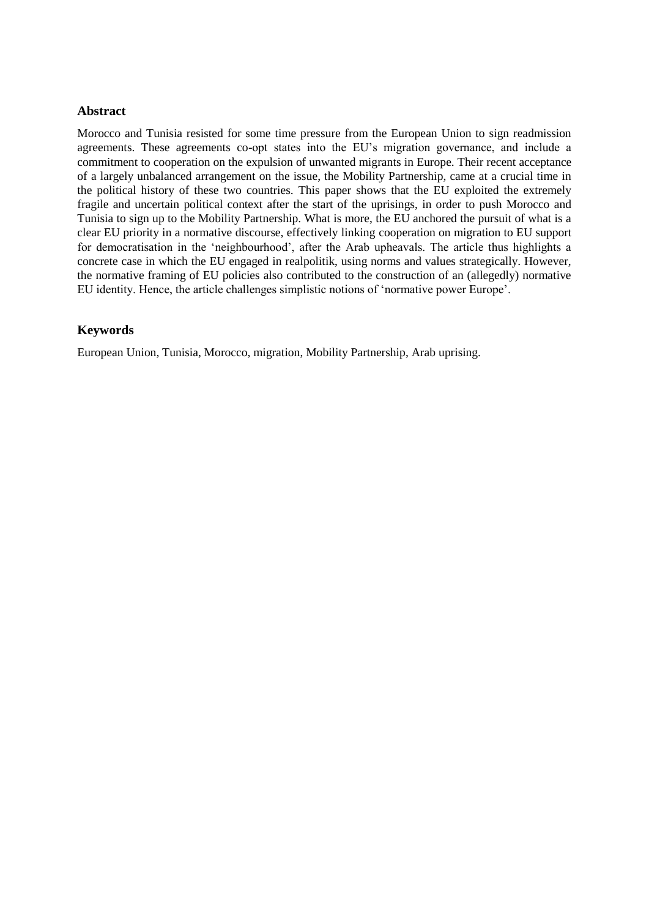## Abstract

Morocco and Tunisia resisted for some time pressure from the European Union to sign readmission agreements. These agreements co-opt states into the EU's migration governance, and include a commitment to cooperation on the expulsion of unwanted migrants in Europe. Their recent acceptance of a largely unbalanced arrangement on the issue, the Mobility Partnership, came at a crucial time in the political history of these two countries. This paper shows that the EU exploited the extremely fragile and uncertain political context after the start of the uprisings, in order to push Morocco and Tunisia to sign up to the Mobility Partnership. What is more, the EU anchored the pursuit of what is a clear EU priority in a normative discourse, effectively linking cooperation on migration to EU support for democratisation in the 'neighbourhood', after the Arab upheavals. The article thus highlights a concrete case in which the EU engaged in realpolitik, using norms and values strategically. However, the normative framing of EU policies also contributed to the construction of an (allegedly) normative EU identity. Hence, the article challenges simplistic notions of 'normative power Europe'.

## Keywords

European Union, Tunisia, Morocco, migration, Mobility Partnership, Arab uprising.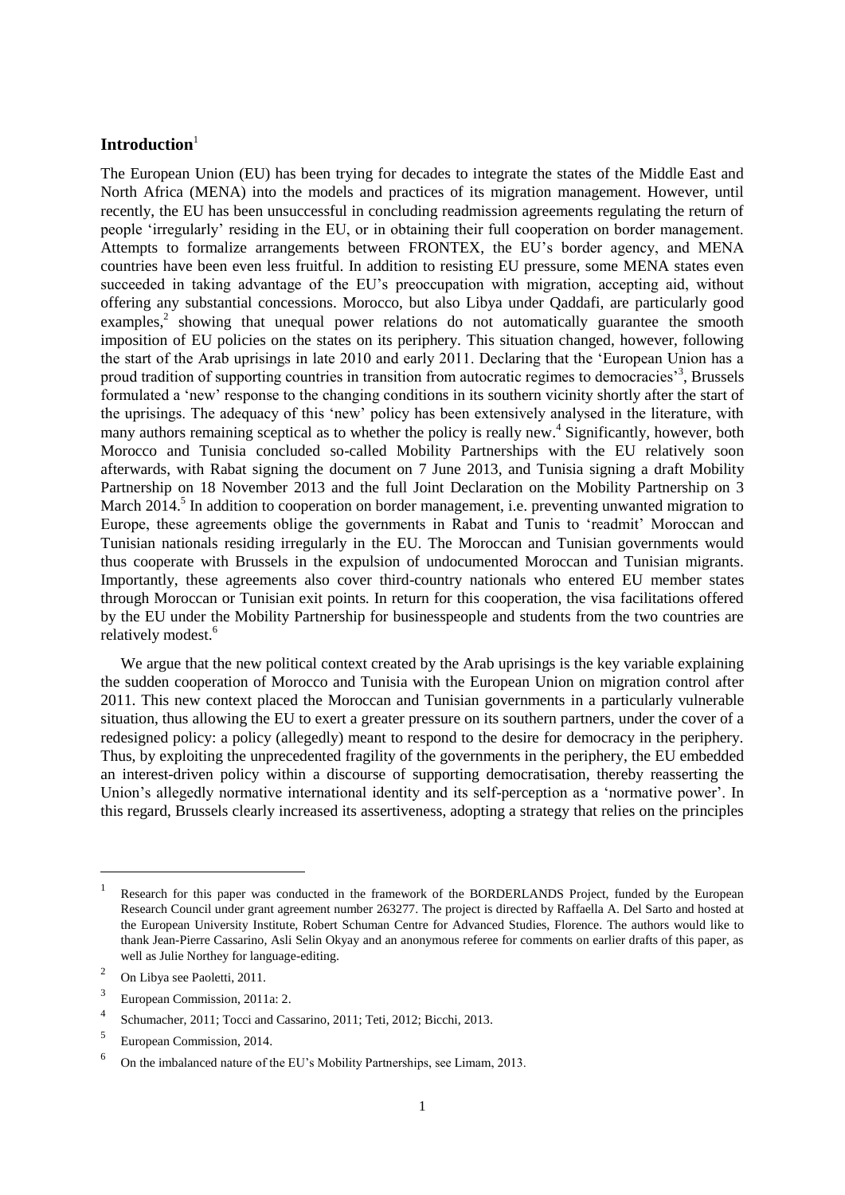## Introduction[1]

The European Union (EU) has been trying for decades to integrate the states of the Middle East and North Africa (MENA) into the models and practices of its migration management. However, until recently, the EU has been unsuccessful in concluding readmission agreements regulating the return of people 'irregularly' residing in the EU, or in obtaining their full cooperation on border management. Attempts to formalize arrangements between FRONTEX, the EU's border agency, and MENA countries have been even less fruitful. In addition to resisting EU pressure, some MENA states even succeeded in taking advantage of the EU's preoccupation with migration, accepting aid, without offering any substantial concessions. Morocco, but also Libya under Qaddafi, are particularly good examples,[2] showing that unequal power relations do not automatically guarantee the smooth imposition of EU policies on the states on its periphery. This situation changed, however, following the start of the Arab uprisings in late 2010 and early 2011. Declaring that the 'European Union has a proud tradition of supporting countries in transition from autocratic regimes to democracies'[3], Brussels formulated a 'new' response to the changing conditions in its southern vicinity shortly after the start of the uprisings. The adequacy of this 'new' policy has been extensively analysed in the literature, with many authors remaining sceptical as to whether the policy is really new.[4] Significantly, however, both Morocco and Tunisia concluded so-called Mobility Partnerships with the EU relatively soon afterwards, with Rabat signing the document on 7 June 2013, and Tunisia signing a draft Mobility Partnership on 18 November 2013 and the full Joint Declaration on the Mobility Partnership on 3 March 2014.[5] In addition to cooperation on border management, i.e. preventing unwanted migration to Europe, these agreements oblige the governments in Rabat and Tunis to 'readmit' Moroccan and Tunisian nationals residing irregularly in the EU. The Moroccan and Tunisian governments would thus cooperate with Brussels in the expulsion of undocumented Moroccan and Tunisian migrants. Importantly, these agreements also cover third-country nationals who entered EU member states through Moroccan or Tunisian exit points. In return for this cooperation, the visa facilitations offered by the EU under the Mobility Partnership for businesspeople and students from the two countries are relatively modest.[6]

We argue that the new political context created by the Arab uprisings is the key variable explaining the sudden cooperation of Morocco and Tunisia with the European Union on migration control after 2011. This new context placed the Moroccan and Tunisian governments in a particularly vulnerable situation, thus allowing the EU to exert a greater pressure on its southern partners, under the cover of a redesigned policy: a policy (allegedly) meant to respond to the desire for democracy in the periphery. Thus, by exploiting the unprecedented fragility of the governments in the periphery, the EU embedded an interest-driven policy within a discourse of supporting democratisation, thereby reasserting the Union's allegedly normative international identity and its self-perception as a 'normative power'. In this regard, Brussels clearly increased its assertiveness, adopting a strategy that relies on the principles

---

[1] Research for this paper was conducted in the framework of the BORDERLANDS Project, funded by the European Research Council under grant agreement number 263277. The project is directed by Raffaella A. Del Sarto and hosted at the European University Institute, Robert Schuman Centre for Advanced Studies, Florence. The authors would like to thank Jean-Pierre Cassarino, Asli Selin Okyay and an anonymous referee for comments on earlier drafts of this paper, as well as Julie Northey for language-editing.

[2] On Libya see Paoletti, 2011.

[3] European Commission, 2011a: 2.

[4] Schumacher, 2011; Tocci and Cassarino, 2011; Teti, 2012; Bicchi, 2013.

[5] European Commission, 2014.

[6] On the imbalanced nature of the EU's Mobility Partnerships, see Limam, 2013.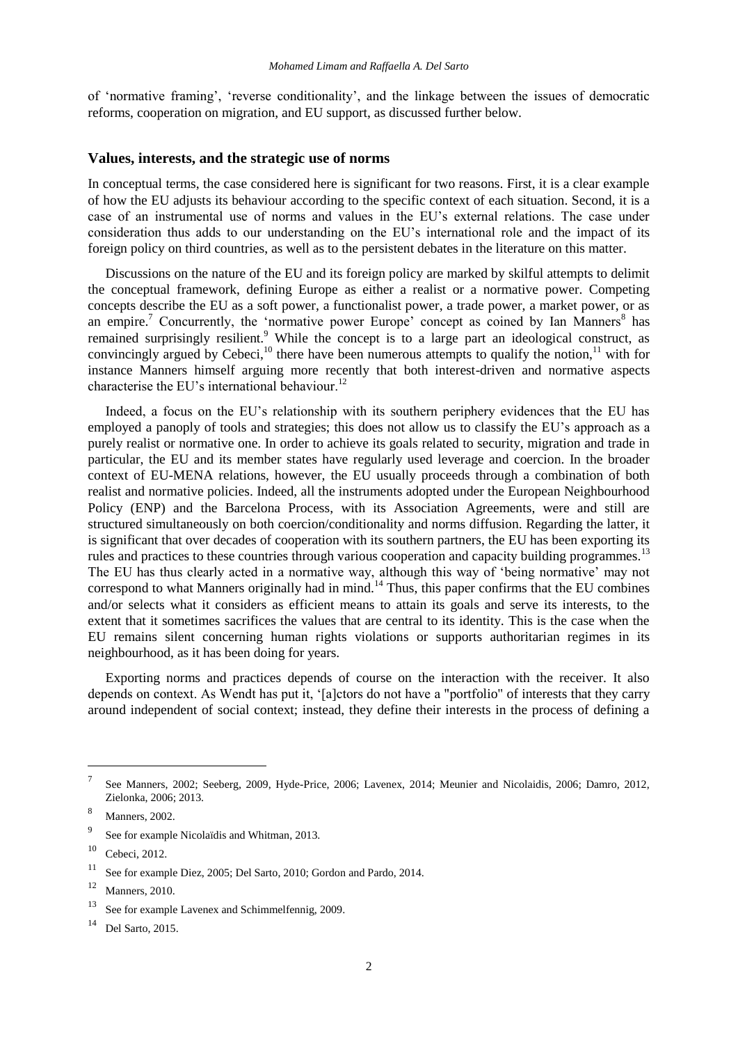of 'normative framing', 'reverse conditionality', and the linkage between the issues of democratic reforms, cooperation on migration, and EU support, as discussed further below.

## Values, interests, and the strategic use of norms

In conceptual terms, the case considered here is significant for two reasons. First, it is a clear example of how the EU adjusts its behaviour according to the specific context of each situation. Second, it is a case of an instrumental use of norms and values in the EU's external relations. The case under consideration thus adds to our understanding on the EU's international role and the impact of its foreign policy on third countries, as well as to the persistent debates in the literature on this matter.

Discussions on the nature of the EU and its foreign policy are marked by skilful attempts to delimit the conceptual framework, defining Europe as either a realist or a normative power. Competing concepts describe the EU as a soft power, a functionalist power, a trade power, a market power, or as an empire.[7] Concurrently, the 'normative power Europe' concept as coined by Ian Manners[8] has remained surprisingly resilient.[9] While the concept is to a large part an ideological construct, as convincingly argued by Cebeci,[10] there have been numerous attempts to qualify the notion,[11] with for instance Manners himself arguing more recently that both interest-driven and normative aspects characterise the EU's international behaviour.[12]

Indeed, a focus on the EU's relationship with its southern periphery evidences that the EU has employed a panoply of tools and strategies; this does not allow us to classify the EU's approach as a purely realist or normative one. In order to achieve its goals related to security, migration and trade in particular, the EU and its member states have regularly used leverage and coercion. In the broader context of EU-MENA relations, however, the EU usually proceeds through a combination of both realist and normative policies. Indeed, all the instruments adopted under the European Neighbourhood Policy (ENP) and the Barcelona Process, with its Association Agreements, were and still are structured simultaneously on both coercion/conditionality and norms diffusion. Regarding the latter, it is significant that over decades of cooperation with its southern partners, the EU has been exporting its rules and practices to these countries through various cooperation and capacity building programmes.[13] The EU has thus clearly acted in a normative way, although this way of 'being normative' may not correspond to what Manners originally had in mind.[14] Thus, this paper confirms that the EU combines and/or selects what it considers as efficient means to attain its goals and serve its interests, to the extent that it sometimes sacrifices the values that are central to its identity. This is the case when the EU remains silent concerning human rights violations or supports authoritarian regimes in its neighbourhood, as it has been doing for years.

Exporting norms and practices depends of course on the interaction with the receiver. It also depends on context. As Wendt has put it, '[a]ctors do not have a "portfolio" of interests that they carry around independent of social context; instead, they define their interests in the process of defining a

---

7 See Manners, 2002; Seeberg, 2009, Hyde-Price, 2006; Lavenex, 2014; Meunier and Nicolaidis, 2006; Damro, 2012, Zielonka, 2006; 2013.

8 Manners, 2002.

9 See for example Nicolaïdis and Whitman, 2013.

10 Cebeci, 2012.

11 See for example Diez, 2005; Del Sarto, 2010; Gordon and Pardo, 2014.

12 Manners, 2010.

13 See for example Lavenex and Schimmelfennig, 2009.

14 Del Sarto, 2015.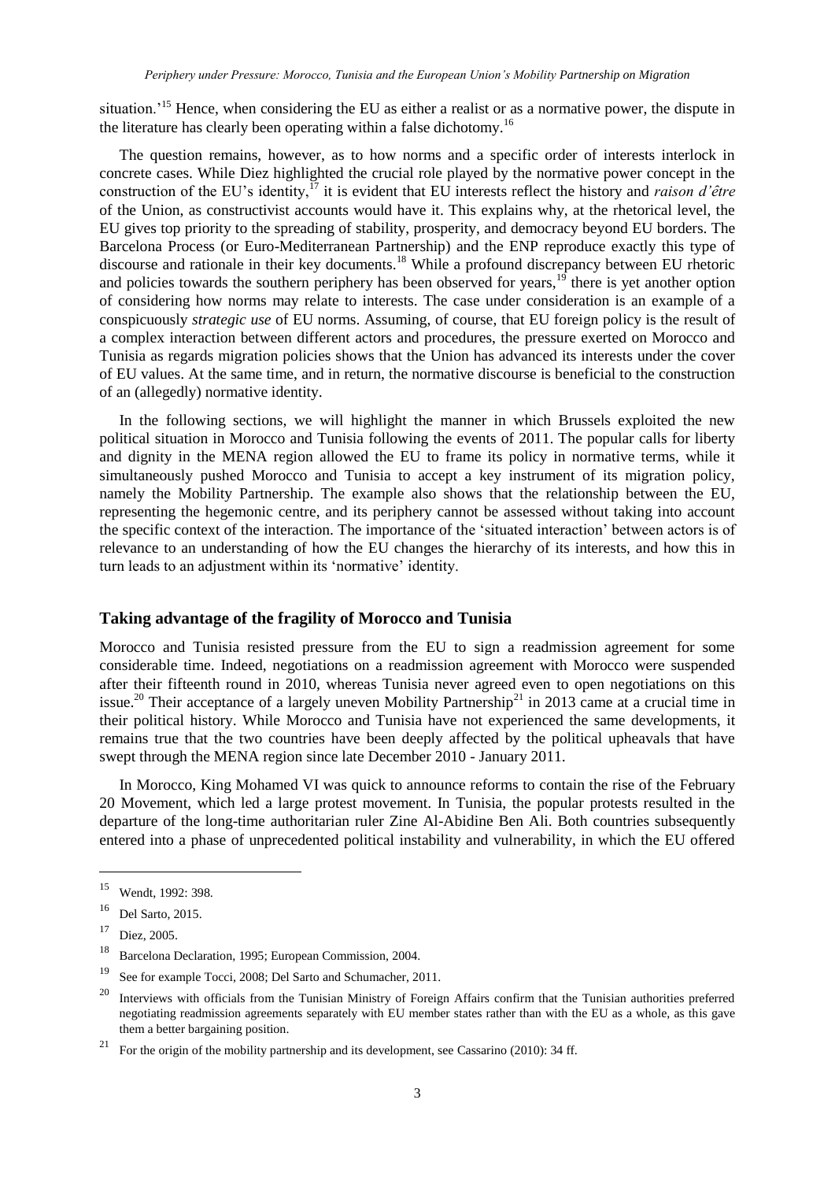situation.'[15] Hence, when considering the EU as either a realist or as a normative power, the dispute in the literature has clearly been operating within a false dichotomy.[16]

The question remains, however, as to how norms and a specific order of interests interlock in concrete cases. While Diez highlighted the crucial role played by the normative power concept in the construction of the EU's identity,[17] it is evident that EU interests reflect the history and *raison d'être* of the Union, as constructivist accounts would have it. This explains why, at the rhetorical level, the EU gives top priority to the spreading of stability, prosperity, and democracy beyond EU borders. The Barcelona Process (or Euro-Mediterranean Partnership) and the ENP reproduce exactly this type of discourse and rationale in their key documents.[18] While a profound discrepancy between EU rhetoric and policies towards the southern periphery has been observed for years,[19] there is yet another option of considering how norms may relate to interests. The case under consideration is an example of a conspicuously *strategic use* of EU norms. Assuming, of course, that EU foreign policy is the result of a complex interaction between different actors and procedures, the pressure exerted on Morocco and Tunisia as regards migration policies shows that the Union has advanced its interests under the cover of EU values. At the same time, and in return, the normative discourse is beneficial to the construction of an (allegedly) normative identity.

In the following sections, we will highlight the manner in which Brussels exploited the new political situation in Morocco and Tunisia following the events of 2011. The popular calls for liberty and dignity in the MENA region allowed the EU to frame its policy in normative terms, while it simultaneously pushed Morocco and Tunisia to accept a key instrument of its migration policy, namely the Mobility Partnership. The example also shows that the relationship between the EU, representing the hegemonic centre, and its periphery cannot be assessed without taking into account the specific context of the interaction. The importance of the 'situated interaction' between actors is of relevance to an understanding of how the EU changes the hierarchy of its interests, and how this in turn leads to an adjustment within its 'normative' identity.

## Taking advantage of the fragility of Morocco and Tunisia

Morocco and Tunisia resisted pressure from the EU to sign a readmission agreement for some considerable time. Indeed, negotiations on a readmission agreement with Morocco were suspended after their fifteenth round in 2010, whereas Tunisia never agreed even to open negotiations on this issue.[20] Their acceptance of a largely uneven Mobility Partnership[21] in 2013 came at a crucial time in their political history. While Morocco and Tunisia have not experienced the same developments, it remains true that the two countries have been deeply affected by the political upheavals that have swept through the MENA region since late December 2010 - January 2011.

In Morocco, King Mohamed VI was quick to announce reforms to contain the rise of the February 20 Movement, which led a large protest movement. In Tunisia, the popular protests resulted in the departure of the long-time authoritarian ruler Zine Al-Abidine Ben Ali. Both countries subsequently entered into a phase of unprecedented political instability and vulnerability, in which the EU offered

---

15 Wendt, 1992: 398.

16 Del Sarto, 2015.

17 Diez, 2005.

18 Barcelona Declaration, 1995; European Commission, 2004.

19 See for example Tocci, 2008; Del Sarto and Schumacher, 2011.

20 Interviews with officials from the Tunisian Ministry of Foreign Affairs confirm that the Tunisian authorities preferred negotiating readmission agreements separately with EU member states rather than with the EU as a whole, as this gave them a better bargaining position.

21 For the origin of the mobility partnership and its development, see Cassarino (2010): 34 ff.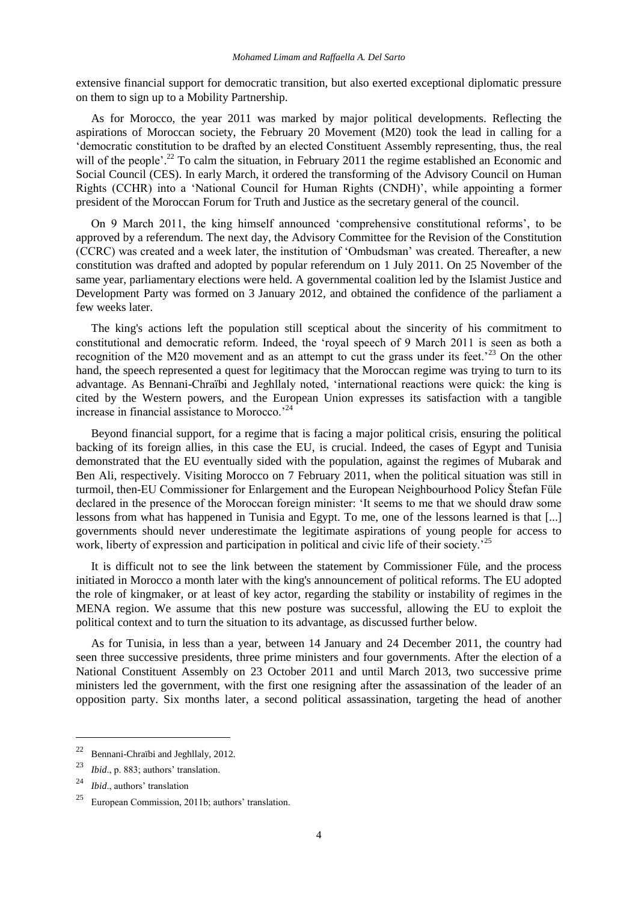extensive financial support for democratic transition, but also exerted exceptional diplomatic pressure on them to sign up to a Mobility Partnership.

As for Morocco, the year 2011 was marked by major political developments. Reflecting the aspirations of Moroccan society, the February 20 Movement (M20) took the lead in calling for a 'democratic constitution to be drafted by an elected Constituent Assembly representing, thus, the real will of the people'.[22] To calm the situation, in February 2011 the regime established an Economic and Social Council (CES). In early March, it ordered the transforming of the Advisory Council on Human Rights (CCHR) into a 'National Council for Human Rights (CNDH)', while appointing a former president of the Moroccan Forum for Truth and Justice as the secretary general of the council.

On 9 March 2011, the king himself announced 'comprehensive constitutional reforms', to be approved by a referendum. The next day, the Advisory Committee for the Revision of the Constitution (CCRC) was created and a week later, the institution of 'Ombudsman' was created. Thereafter, a new constitution was drafted and adopted by popular referendum on 1 July 2011. On 25 November of the same year, parliamentary elections were held. A governmental coalition led by the Islamist Justice and Development Party was formed on 3 January 2012, and obtained the confidence of the parliament a few weeks later.

The king's actions left the population still sceptical about the sincerity of his commitment to constitutional and democratic reform. Indeed, the 'royal speech of 9 March 2011 is seen as both a recognition of the M20 movement and as an attempt to cut the grass under its feet.'[23] On the other hand, the speech represented a quest for legitimacy that the Moroccan regime was trying to turn to its advantage. As Bennani-Chraïbi and Jeghllaly noted, 'international reactions were quick: the king is cited by the Western powers, and the European Union expresses its satisfaction with a tangible increase in financial assistance to Morocco.'[24]

Beyond financial support, for a regime that is facing a major political crisis, ensuring the political backing of its foreign allies, in this case the EU, is crucial. Indeed, the cases of Egypt and Tunisia demonstrated that the EU eventually sided with the population, against the regimes of Mubarak and Ben Ali, respectively. Visiting Morocco on 7 February 2011, when the political situation was still in turmoil, then-EU Commissioner for Enlargement and the European Neighbourhood Policy Štefan Füle declared in the presence of the Moroccan foreign minister: 'It seems to me that we should draw some lessons from what has happened in Tunisia and Egypt. To me, one of the lessons learned is that [...] governments should never underestimate the legitimate aspirations of young people for access to work, liberty of expression and participation in political and civic life of their society.'[25]

It is difficult not to see the link between the statement by Commissioner Füle, and the process initiated in Morocco a month later with the king's announcement of political reforms. The EU adopted the role of kingmaker, or at least of key actor, regarding the stability or instability of regimes in the MENA region. We assume that this new posture was successful, allowing the EU to exploit the political context and to turn the situation to its advantage, as discussed further below.

As for Tunisia, in less than a year, between 14 January and 24 December 2011, the country had seen three successive presidents, three prime ministers and four governments. After the election of a National Constituent Assembly on 23 October 2011 and until March 2013, two successive prime ministers led the government, with the first one resigning after the assassination of the leader of an opposition party. Six months later, a second political assassination, targeting the head of another

---

[22] Bennani-Chraïbi and Jeghllaly, 2012.

[23] *Ibid*., p. 883; authors' translation.

[24] *Ibid*., authors' translation

[25] European Commission, 2011b; authors' translation.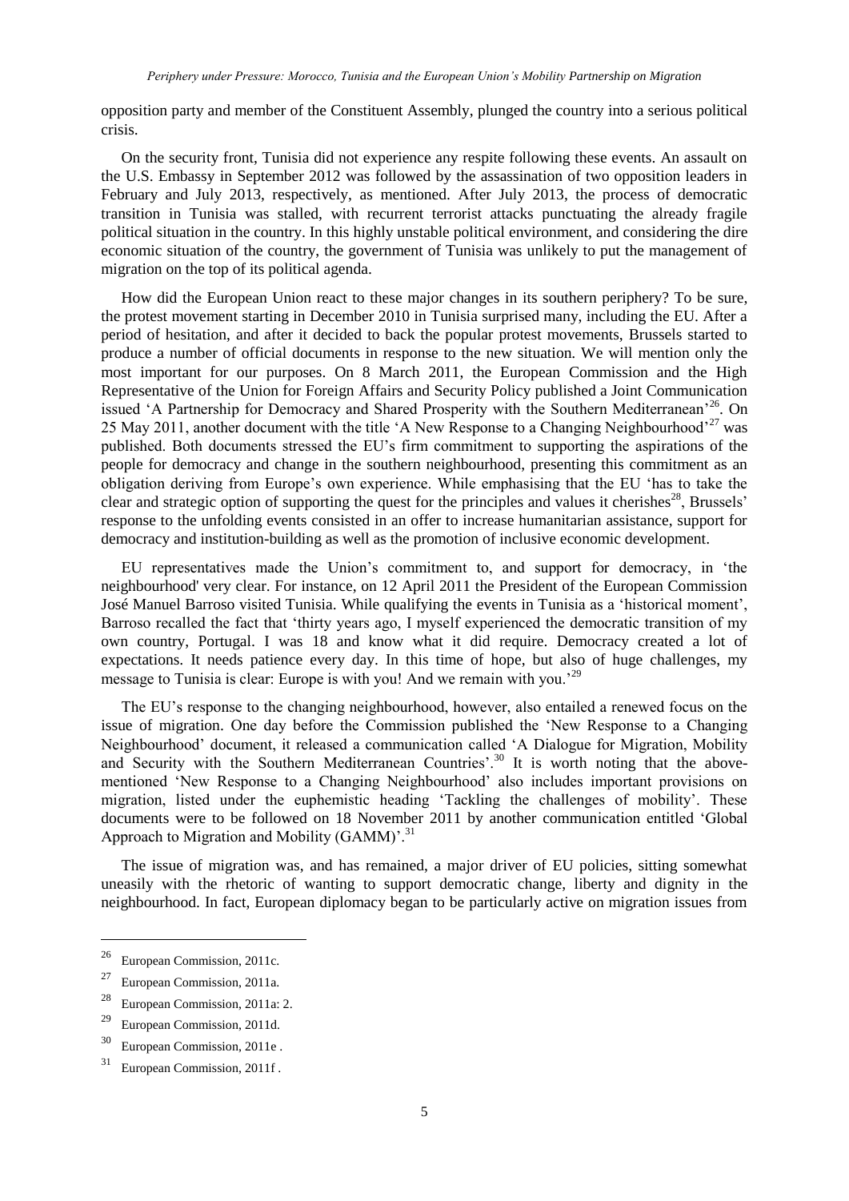opposition party and member of the Constituent Assembly, plunged the country into a serious political crisis.

On the security front, Tunisia did not experience any respite following these events. An assault on the U.S. Embassy in September 2012 was followed by the assassination of two opposition leaders in February and July 2013, respectively, as mentioned. After July 2013, the process of democratic transition in Tunisia was stalled, with recurrent terrorist attacks punctuating the already fragile political situation in the country. In this highly unstable political environment, and considering the dire economic situation of the country, the government of Tunisia was unlikely to put the management of migration on the top of its political agenda.

How did the European Union react to these major changes in its southern periphery? To be sure, the protest movement starting in December 2010 in Tunisia surprised many, including the EU. After a period of hesitation, and after it decided to back the popular protest movements, Brussels started to produce a number of official documents in response to the new situation. We will mention only the most important for our purposes. On 8 March 2011, the European Commission and the High Representative of the Union for Foreign Affairs and Security Policy published a Joint Communication issued 'A Partnership for Democracy and Shared Prosperity with the Southern Mediterranean'[26]. On 25 May 2011, another document with the title 'A New Response to a Changing Neighbourhood'[27] was published. Both documents stressed the EU's firm commitment to supporting the aspirations of the people for democracy and change in the southern neighbourhood, presenting this commitment as an obligation deriving from Europe's own experience. While emphasising that the EU 'has to take the clear and strategic option of supporting the quest for the principles and values it cherishes[28], Brussels' response to the unfolding events consisted in an offer to increase humanitarian assistance, support for democracy and institution-building as well as the promotion of inclusive economic development.

EU representatives made the Union's commitment to, and support for democracy, in 'the neighbourhood' very clear. For instance, on 12 April 2011 the President of the European Commission José Manuel Barroso visited Tunisia. While qualifying the events in Tunisia as a 'historical moment', Barroso recalled the fact that 'thirty years ago, I myself experienced the democratic transition of my own country, Portugal. I was 18 and know what it did require. Democracy created a lot of expectations. It needs patience every day. In this time of hope, but also of huge challenges, my message to Tunisia is clear: Europe is with you! And we remain with you.'[29]

The EU's response to the changing neighbourhood, however, also entailed a renewed focus on the issue of migration. One day before the Commission published the 'New Response to a Changing Neighbourhood' document, it released a communication called 'A Dialogue for Migration, Mobility and Security with the Southern Mediterranean Countries'.[30] It is worth noting that the above-mentioned 'New Response to a Changing Neighbourhood' also includes important provisions on migration, listed under the euphemistic heading 'Tackling the challenges of mobility'. These documents were to be followed on 18 November 2011 by another communication entitled 'Global Approach to Migration and Mobility (GAMM)'.[31]

The issue of migration was, and has remained, a major driver of EU policies, sitting somewhat uneasily with the rhetoric of wanting to support democratic change, liberty and dignity in the neighbourhood. In fact, European diplomacy began to be particularly active on migration issues from

---

[26] European Commission, 2011c.

[27] European Commission, 2011a.

[28] European Commission, 2011a: 2.

[29] European Commission, 2011d.

[30] European Commission, 2011e .

[31] European Commission, 2011f .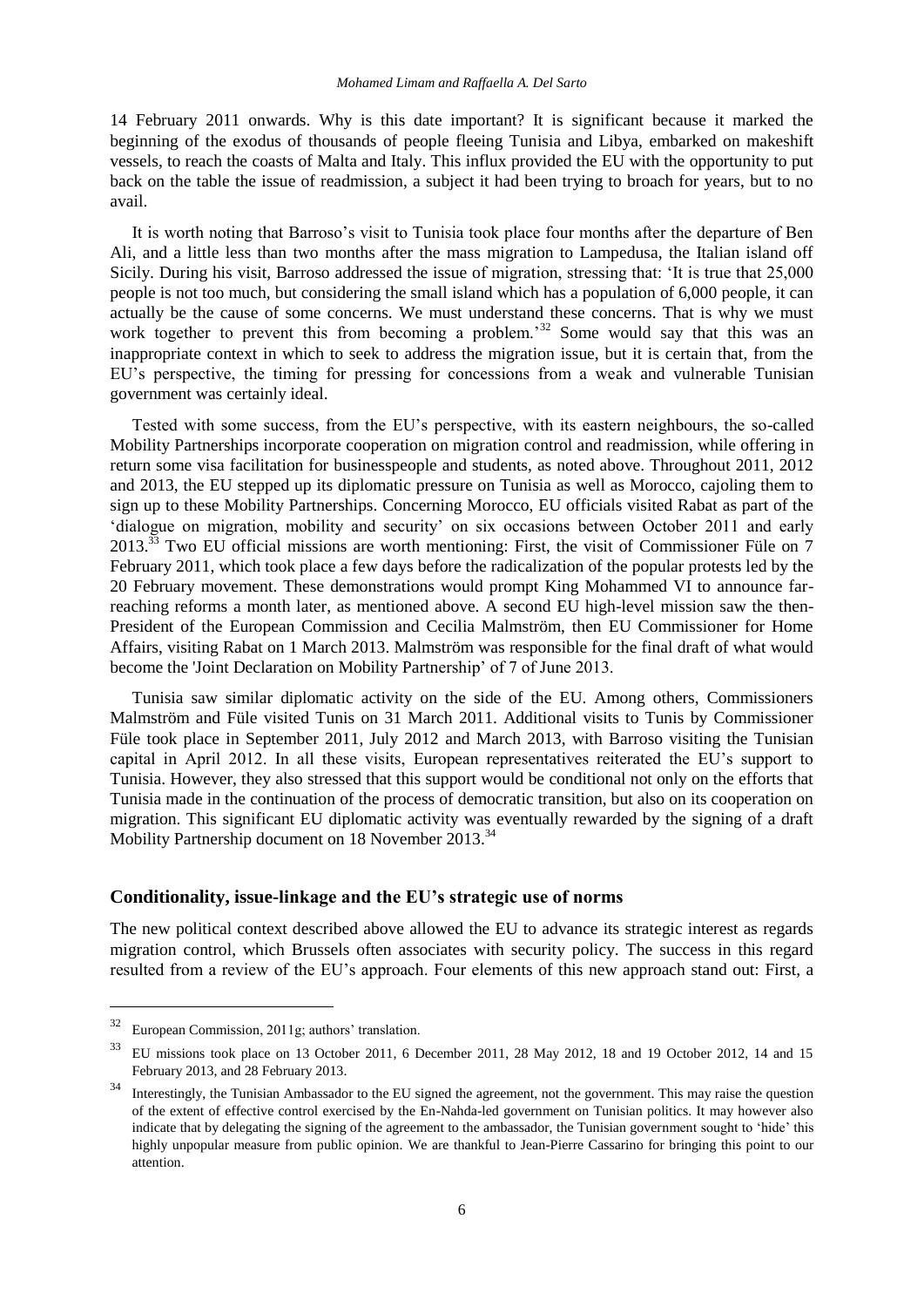14 February 2011 onwards. Why is this date important? It is significant because it marked the beginning of the exodus of thousands of people fleeing Tunisia and Libya, embarked on makeshift vessels, to reach the coasts of Malta and Italy. This influx provided the EU with the opportunity to put back on the table the issue of readmission, a subject it had been trying to broach for years, but to no avail.

It is worth noting that Barroso's visit to Tunisia took place four months after the departure of Ben Ali, and a little less than two months after the mass migration to Lampedusa, the Italian island off Sicily. During his visit, Barroso addressed the issue of migration, stressing that: 'It is true that 25,000 people is not too much, but considering the small island which has a population of 6,000 people, it can actually be the cause of some concerns. We must understand these concerns. That is why we must work together to prevent this from becoming a problem.'[32] Some would say that this was an inappropriate context in which to seek to address the migration issue, but it is certain that, from the EU's perspective, the timing for pressing for concessions from a weak and vulnerable Tunisian government was certainly ideal.

Tested with some success, from the EU's perspective, with its eastern neighbours, the so-called Mobility Partnerships incorporate cooperation on migration control and readmission, while offering in return some visa facilitation for businesspeople and students, as noted above. Throughout 2011, 2012 and 2013, the EU stepped up its diplomatic pressure on Tunisia as well as Morocco, cajoling them to sign up to these Mobility Partnerships. Concerning Morocco, EU officials visited Rabat as part of the 'dialogue on migration, mobility and security' on six occasions between October 2011 and early 2013.[33] Two EU official missions are worth mentioning: First, the visit of Commissioner Füle on 7 February 2011, which took place a few days before the radicalization of the popular protests led by the 20 February movement. These demonstrations would prompt King Mohammed VI to announce far-reaching reforms a month later, as mentioned above. A second EU high-level mission saw the then-President of the European Commission and Cecilia Malmström, then EU Commissioner for Home Affairs, visiting Rabat on 1 March 2013. Malmström was responsible for the final draft of what would become the 'Joint Declaration on Mobility Partnership' of 7 of June 2013.

Tunisia saw similar diplomatic activity on the side of the EU. Among others, Commissioners Malmström and Füle visited Tunis on 31 March 2011. Additional visits to Tunis by Commissioner Füle took place in September 2011, July 2012 and March 2013, with Barroso visiting the Tunisian capital in April 2012. In all these visits, European representatives reiterated the EU's support to Tunisia. However, they also stressed that this support would be conditional not only on the efforts that Tunisia made in the continuation of the process of democratic transition, but also on its cooperation on migration. This significant EU diplomatic activity was eventually rewarded by the signing of a draft Mobility Partnership document on 18 November 2013.[34]

## Conditionality, issue-linkage and the EU's strategic use of norms

The new political context described above allowed the EU to advance its strategic interest as regards migration control, which Brussels often associates with security policy. The success in this regard resulted from a review of the EU's approach. Four elements of this new approach stand out: First, a

---

[32] European Commission, 2011g; authors' translation.

[33] EU missions took place on 13 October 2011, 6 December 2011, 28 May 2012, 18 and 19 October 2012, 14 and 15 February 2013, and 28 February 2013.

[34] Interestingly, the Tunisian Ambassador to the EU signed the agreement, not the government. This may raise the question of the extent of effective control exercised by the En-Nahda-led government on Tunisian politics. It may however also indicate that by delegating the signing of the agreement to the ambassador, the Tunisian government sought to 'hide' this highly unpopular measure from public opinion. We are thankful to Jean-Pierre Cassarino for bringing this point to our attention.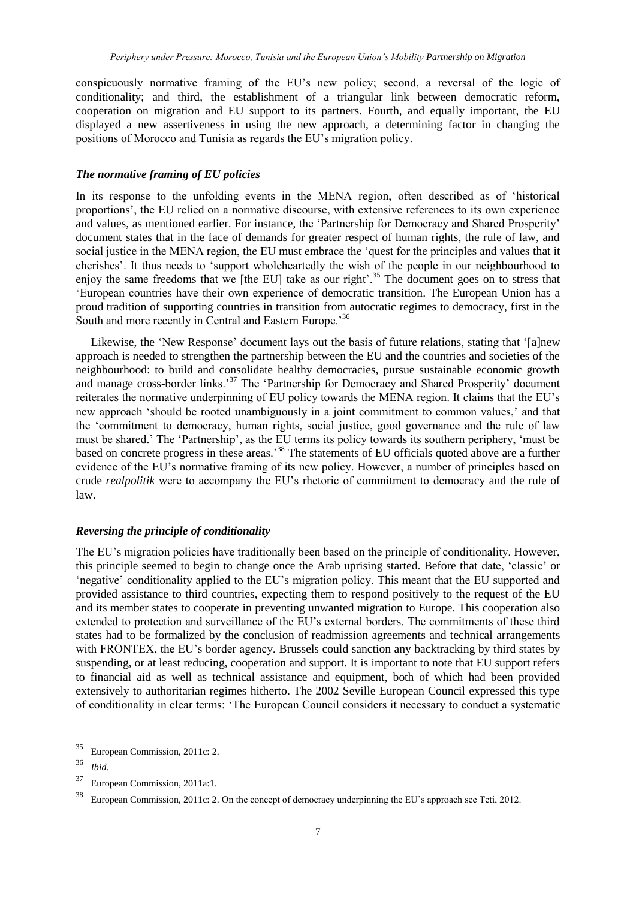conspicuously normative framing of the EU's new policy; second, a reversal of the logic of conditionality; and third, the establishment of a triangular link between democratic reform, cooperation on migration and EU support to its partners. Fourth, and equally important, the EU displayed a new assertiveness in using the new approach, a determining factor in changing the positions of Morocco and Tunisia as regards the EU's migration policy.

### *The normative framing of EU policies*

In its response to the unfolding events in the MENA region, often described as of 'historical proportions', the EU relied on a normative discourse, with extensive references to its own experience and values, as mentioned earlier. For instance, the 'Partnership for Democracy and Shared Prosperity' document states that in the face of demands for greater respect of human rights, the rule of law, and social justice in the MENA region, the EU must embrace the 'quest for the principles and values that it cherishes'. It thus needs to 'support wholeheartedly the wish of the people in our neighbourhood to enjoy the same freedoms that we [the EU] take as our right'.[35] The document goes on to stress that 'European countries have their own experience of democratic transition. The European Union has a proud tradition of supporting countries in transition from autocratic regimes to democracy, first in the South and more recently in Central and Eastern Europe.'[36]

Likewise, the 'New Response' document lays out the basis of future relations, stating that '[a]new approach is needed to strengthen the partnership between the EU and the countries and societies of the neighbourhood: to build and consolidate healthy democracies, pursue sustainable economic growth and manage cross-border links.'[37] The 'Partnership for Democracy and Shared Prosperity' document reiterates the normative underpinning of EU policy towards the MENA region. It claims that the EU's new approach 'should be rooted unambiguously in a joint commitment to common values,' and that the 'commitment to democracy, human rights, social justice, good governance and the rule of law must be shared.' The 'Partnership', as the EU terms its policy towards its southern periphery, 'must be based on concrete progress in these areas.'[38] The statements of EU officials quoted above are a further evidence of the EU's normative framing of its new policy. However, a number of principles based on crude *realpolitik* were to accompany the EU's rhetoric of commitment to democracy and the rule of law.

### *Reversing the principle of conditionality*

The EU's migration policies have traditionally been based on the principle of conditionality. However, this principle seemed to begin to change once the Arab uprising started. Before that date, 'classic' or 'negative' conditionality applied to the EU's migration policy. This meant that the EU supported and provided assistance to third countries, expecting them to respond positively to the request of the EU and its member states to cooperate in preventing unwanted migration to Europe. This cooperation also extended to protection and surveillance of the EU's external borders. The commitments of these third states had to be formalized by the conclusion of readmission agreements and technical arrangements with FRONTEX, the EU's border agency. Brussels could sanction any backtracking by third states by suspending, or at least reducing, cooperation and support. It is important to note that EU support refers to financial aid as well as technical assistance and equipment, both of which had been provided extensively to authoritarian regimes hitherto. The 2002 Seville European Council expressed this type of conditionality in clear terms: 'The European Council considers it necessary to conduct a systematic

---

[35] European Commission, 2011c: 2.

[36] *Ibid*.

[37] European Commission, 2011a:1.

[38] European Commission, 2011c: 2. On the concept of democracy underpinning the EU's approach see Teti, 2012.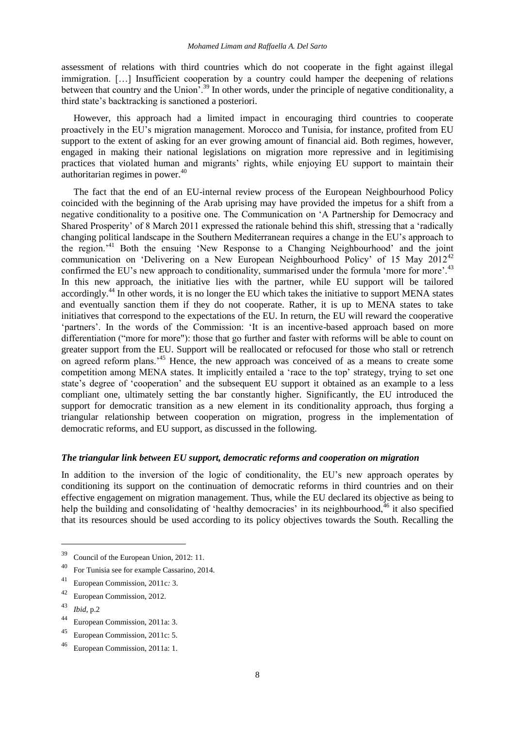assessment of relations with third countries which do not cooperate in the fight against illegal immigration. […] Insufficient cooperation by a country could hamper the deepening of relations between that country and the Union'.[39] In other words, under the principle of negative conditionality, a third state's backtracking is sanctioned a posteriori.

However, this approach had a limited impact in encouraging third countries to cooperate proactively in the EU's migration management. Morocco and Tunisia, for instance, profited from EU support to the extent of asking for an ever growing amount of financial aid. Both regimes, however, engaged in making their national legislations on migration more repressive and in legitimising practices that violated human and migrants' rights, while enjoying EU support to maintain their authoritarian regimes in power.[40]

The fact that the end of an EU-internal review process of the European Neighbourhood Policy coincided with the beginning of the Arab uprising may have provided the impetus for a shift from a negative conditionality to a positive one. The Communication on 'A Partnership for Democracy and Shared Prosperity' of 8 March 2011 expressed the rationale behind this shift, stressing that a 'radically changing political landscape in the Southern Mediterranean requires a change in the EU's approach to the region.'[41] Both the ensuing 'New Response to a Changing Neighbourhood' and the joint communication on 'Delivering on a New European Neighbourhood Policy' of 15 May 2012[42] confirmed the EU's new approach to conditionality, summarised under the formula 'more for more'.[43] In this new approach, the initiative lies with the partner, while EU support will be tailored accordingly.[44] In other words, it is no longer the EU which takes the initiative to support MENA states and eventually sanction them if they do not cooperate. Rather, it is up to MENA states to take initiatives that correspond to the expectations of the EU. In return, the EU will reward the cooperative 'partners'. In the words of the Commission: 'It is an incentive-based approach based on more differentiation ("more for more"): those that go further and faster with reforms will be able to count on greater support from the EU. Support will be reallocated or refocused for those who stall or retrench on agreed reform plans.'[45] Hence, the new approach was conceived of as a means to create some competition among MENA states. It implicitly entailed a 'race to the top' strategy, trying to set one state's degree of 'cooperation' and the subsequent EU support it obtained as an example to a less compliant one, ultimately setting the bar constantly higher. Significantly, the EU introduced the support for democratic transition as a new element in its conditionality approach, thus forging a triangular relationship between cooperation on migration, progress in the implementation of democratic reforms, and EU support, as discussed in the following.

### *The triangular link between EU support, democratic reforms and cooperation on migration*

In addition to the inversion of the logic of conditionality, the EU's new approach operates by conditioning its support on the continuation of democratic reforms in third countries and on their effective engagement on migration management. Thus, while the EU declared its objective as being to help the building and consolidating of 'healthy democracies' in its neighbourhood,[46] it also specified that its resources should be used according to its policy objectives towards the South. Recalling the

---

[39] Council of the European Union, 2012: 11.

[40] For Tunisia see for example Cassarino, 2014.

[41] European Commission, 2011c: 3.

[42] European Commission, 2012.

[43] *Ibid*, p.2

[44] European Commission, 2011a: 3.

[45] European Commission, 2011c: 5.

[46] European Commission, 2011a: 1.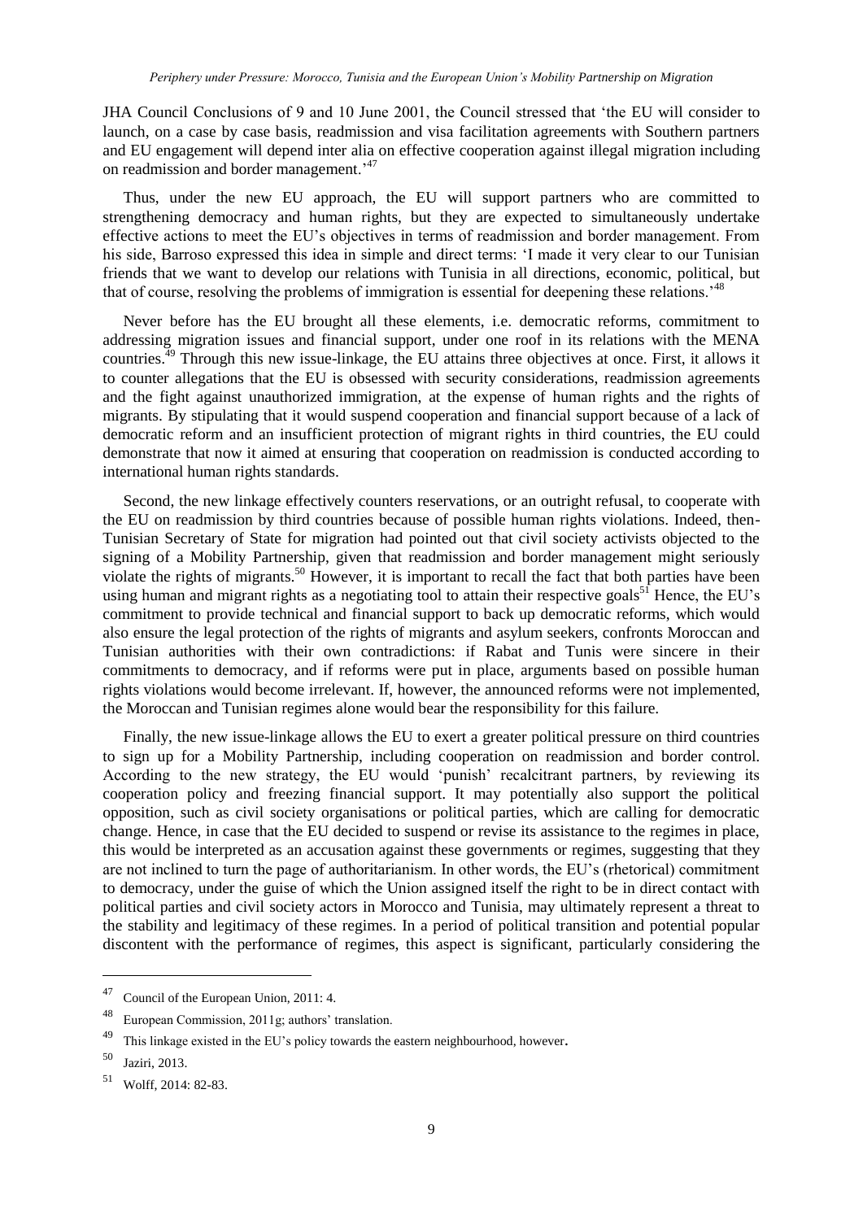JHA Council Conclusions of 9 and 10 June 2001, the Council stressed that 'the EU will consider to launch, on a case by case basis, readmission and visa facilitation agreements with Southern partners and EU engagement will depend inter alia on effective cooperation against illegal migration including on readmission and border management.'[47]

Thus, under the new EU approach, the EU will support partners who are committed to strengthening democracy and human rights, but they are expected to simultaneously undertake effective actions to meet the EU's objectives in terms of readmission and border management. From his side, Barroso expressed this idea in simple and direct terms: 'I made it very clear to our Tunisian friends that we want to develop our relations with Tunisia in all directions, economic, political, but that of course, resolving the problems of immigration is essential for deepening these relations.'[48]

Never before has the EU brought all these elements, i.e. democratic reforms, commitment to addressing migration issues and financial support, under one roof in its relations with the MENA countries.[49] Through this new issue-linkage, the EU attains three objectives at once. First, it allows it to counter allegations that the EU is obsessed with security considerations, readmission agreements and the fight against unauthorized immigration, at the expense of human rights and the rights of migrants. By stipulating that it would suspend cooperation and financial support because of a lack of democratic reform and an insufficient protection of migrant rights in third countries, the EU could demonstrate that now it aimed at ensuring that cooperation on readmission is conducted according to international human rights standards.

Second, the new linkage effectively counters reservations, or an outright refusal, to cooperate with the EU on readmission by third countries because of possible human rights violations. Indeed, then-Tunisian Secretary of State for migration had pointed out that civil society activists objected to the signing of a Mobility Partnership, given that readmission and border management might seriously violate the rights of migrants.[50] However, it is important to recall the fact that both parties have been using human and migrant rights as a negotiating tool to attain their respective goals[51] Hence, the EU's commitment to provide technical and financial support to back up democratic reforms, which would also ensure the legal protection of the rights of migrants and asylum seekers, confronts Moroccan and Tunisian authorities with their own contradictions: if Rabat and Tunis were sincere in their commitments to democracy, and if reforms were put in place, arguments based on possible human rights violations would become irrelevant. If, however, the announced reforms were not implemented, the Moroccan and Tunisian regimes alone would bear the responsibility for this failure.

Finally, the new issue-linkage allows the EU to exert a greater political pressure on third countries to sign up for a Mobility Partnership, including cooperation on readmission and border control. According to the new strategy, the EU would 'punish' recalcitrant partners, by reviewing its cooperation policy and freezing financial support. It may potentially also support the political opposition, such as civil society organisations or political parties, which are calling for democratic change. Hence, in case that the EU decided to suspend or revise its assistance to the regimes in place, this would be interpreted as an accusation against these governments or regimes, suggesting that they are not inclined to turn the page of authoritarianism. In other words, the EU's (rhetorical) commitment to democracy, under the guise of which the Union assigned itself the right to be in direct contact with political parties and civil society actors in Morocco and Tunisia, may ultimately represent a threat to the stability and legitimacy of these regimes. In a period of political transition and potential popular discontent with the performance of regimes, this aspect is significant, particularly considering the

---

[47] Council of the European Union, 2011: 4.

[48] European Commission, 2011g; authors' translation.

[49] This linkage existed in the EU's policy towards the eastern neighbourhood, however.

[50] Jaziri, 2013.

[51] Wolff, 2014: 82-83.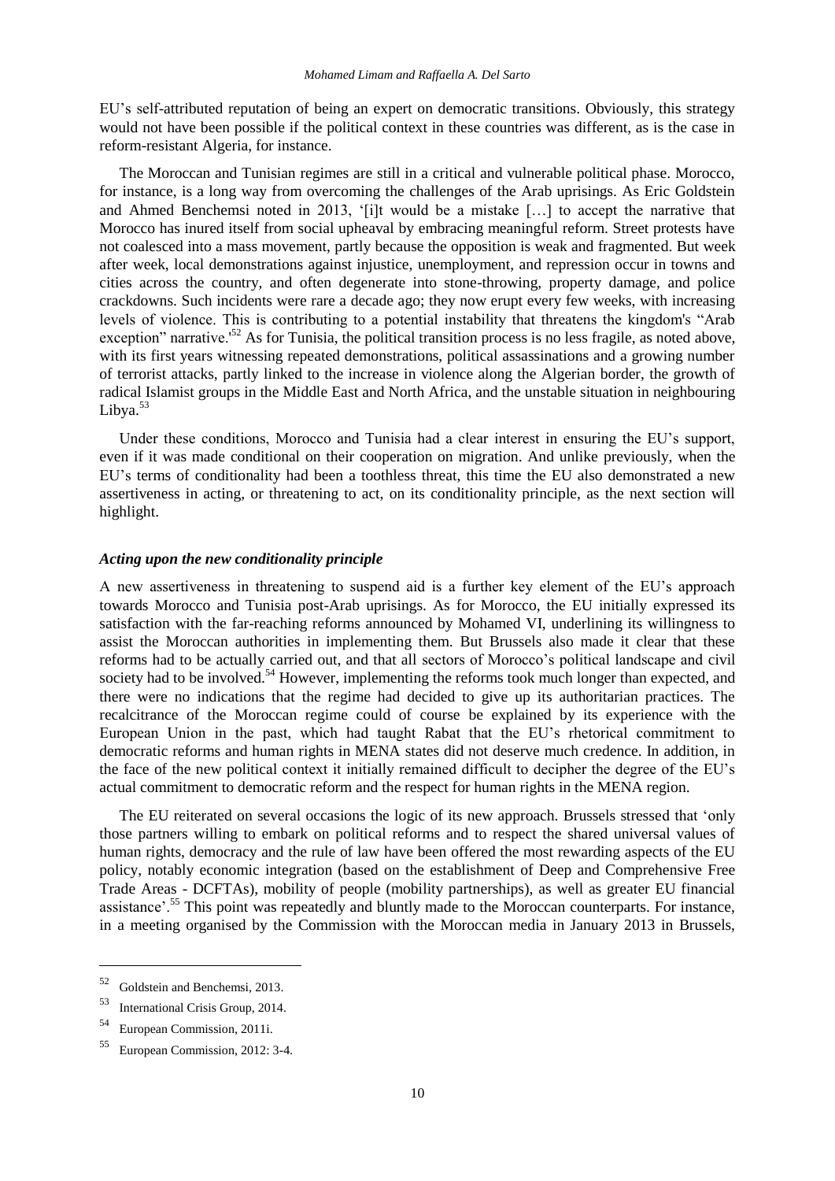EU's self-attributed reputation of being an expert on democratic transitions. Obviously, this strategy would not have been possible if the political context in these countries was different, as is the case in reform-resistant Algeria, for instance.

The Moroccan and Tunisian regimes are still in a critical and vulnerable political phase. Morocco, for instance, is a long way from overcoming the challenges of the Arab uprisings. As Eric Goldstein and Ahmed Benchemsi noted in 2013, '[i]t would be a mistake […] to accept the narrative that Morocco has inured itself from social upheaval by embracing meaningful reform. Street protests have not coalesced into a mass movement, partly because the opposition is weak and fragmented. But week after week, local demonstrations against injustice, unemployment, and repression occur in towns and cities across the country, and often degenerate into stone-throwing, property damage, and police crackdowns. Such incidents were rare a decade ago; they now erupt every few weeks, with increasing levels of violence. This is contributing to a potential instability that threatens the kingdom's "Arab exception" narrative.'[52] As for Tunisia, the political transition process is no less fragile, as noted above, with its first years witnessing repeated demonstrations, political assassinations and a growing number of terrorist attacks, partly linked to the increase in violence along the Algerian border, the growth of radical Islamist groups in the Middle East and North Africa, and the unstable situation in neighbouring Libya.[53]

Under these conditions, Morocco and Tunisia had a clear interest in ensuring the EU's support, even if it was made conditional on their cooperation on migration. And unlike previously, when the EU's terms of conditionality had been a toothless threat, this time the EU also demonstrated a new assertiveness in acting, or threatening to act, on its conditionality principle, as the next section will highlight.

### *Acting upon the new conditionality principle*

A new assertiveness in threatening to suspend aid is a further key element of the EU's approach towards Morocco and Tunisia post-Arab uprisings. As for Morocco, the EU initially expressed its satisfaction with the far-reaching reforms announced by Mohamed VI, underlining its willingness to assist the Moroccan authorities in implementing them. But Brussels also made it clear that these reforms had to be actually carried out, and that all sectors of Morocco's political landscape and civil society had to be involved.[54] However, implementing the reforms took much longer than expected, and there were no indications that the regime had decided to give up its authoritarian practices. The recalcitrance of the Moroccan regime could of course be explained by its experience with the European Union in the past, which had taught Rabat that the EU's rhetorical commitment to democratic reforms and human rights in MENA states did not deserve much credence. In addition, in the face of the new political context it initially remained difficult to decipher the degree of the EU's actual commitment to democratic reform and the respect for human rights in the MENA region.

The EU reiterated on several occasions the logic of its new approach. Brussels stressed that 'only those partners willing to embark on political reforms and to respect the shared universal values of human rights, democracy and the rule of law have been offered the most rewarding aspects of the EU policy, notably economic integration (based on the establishment of Deep and Comprehensive Free Trade Areas - DCFTAs), mobility of people (mobility partnerships), as well as greater EU financial assistance'.[55] This point was repeatedly and bluntly made to the Moroccan counterparts. For instance, in a meeting organised by the Commission with the Moroccan media in January 2013 in Brussels,

---

[52] Goldstein and Benchemsi, 2013.

[53] International Crisis Group, 2014.

[54] European Commission, 2011i.

[55] European Commission, 2012: 3-4.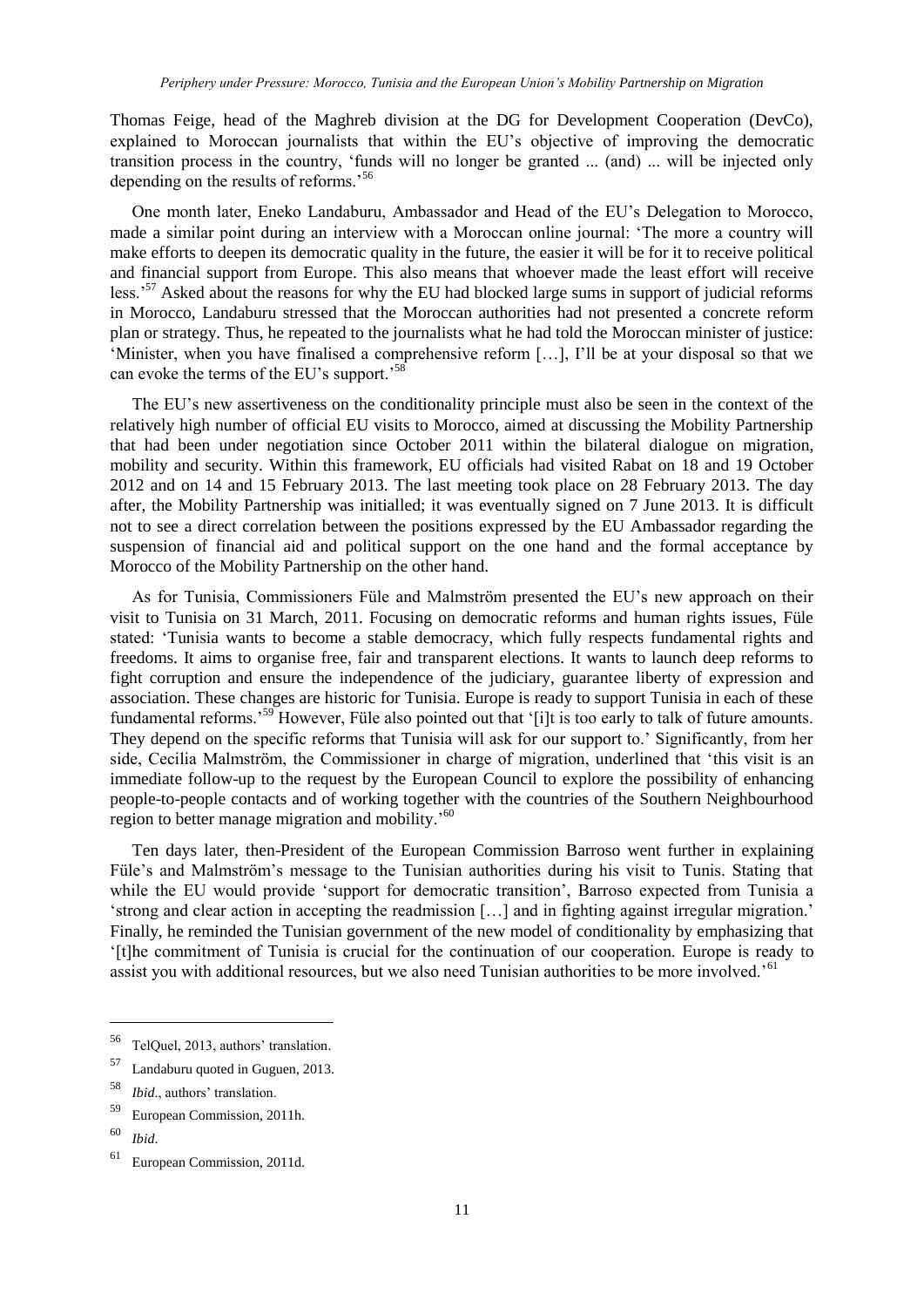Thomas Feige, head of the Maghreb division at the DG for Development Cooperation (DevCo), explained to Moroccan journalists that within the EU's objective of improving the democratic transition process in the country, 'funds will no longer be granted ... (and) ... will be injected only depending on the results of reforms.'[56]

One month later, Eneko Landaburu, Ambassador and Head of the EU's Delegation to Morocco, made a similar point during an interview with a Moroccan online journal: 'The more a country will make efforts to deepen its democratic quality in the future, the easier it will be for it to receive political and financial support from Europe. This also means that whoever made the least effort will receive less.'[57] Asked about the reasons for why the EU had blocked large sums in support of judicial reforms in Morocco, Landaburu stressed that the Moroccan authorities had not presented a concrete reform plan or strategy. Thus, he repeated to the journalists what he had told the Moroccan minister of justice: 'Minister, when you have finalised a comprehensive reform […], I'll be at your disposal so that we can evoke the terms of the EU's support.'[58]

The EU's new assertiveness on the conditionality principle must also be seen in the context of the relatively high number of official EU visits to Morocco, aimed at discussing the Mobility Partnership that had been under negotiation since October 2011 within the bilateral dialogue on migration, mobility and security. Within this framework, EU officials had visited Rabat on 18 and 19 October 2012 and on 14 and 15 February 2013. The last meeting took place on 28 February 2013. The day after, the Mobility Partnership was initialled; it was eventually signed on 7 June 2013. It is difficult not to see a direct correlation between the positions expressed by the EU Ambassador regarding the suspension of financial aid and political support on the one hand and the formal acceptance by Morocco of the Mobility Partnership on the other hand.

As for Tunisia, Commissioners Füle and Malmström presented the EU's new approach on their visit to Tunisia on 31 March, 2011. Focusing on democratic reforms and human rights issues, Füle stated: 'Tunisia wants to become a stable democracy, which fully respects fundamental rights and freedoms. It aims to organise free, fair and transparent elections. It wants to launch deep reforms to fight corruption and ensure the independence of the judiciary, guarantee liberty of expression and association. These changes are historic for Tunisia. Europe is ready to support Tunisia in each of these fundamental reforms.'[59] However, Füle also pointed out that '[i]t is too early to talk of future amounts. They depend on the specific reforms that Tunisia will ask for our support to.' Significantly, from her side, Cecilia Malmström, the Commissioner in charge of migration, underlined that 'this visit is an immediate follow-up to the request by the European Council to explore the possibility of enhancing people-to-people contacts and of working together with the countries of the Southern Neighbourhood region to better manage migration and mobility.'[60]

Ten days later, then-President of the European Commission Barroso went further in explaining Füle's and Malmström's message to the Tunisian authorities during his visit to Tunis. Stating that while the EU would provide 'support for democratic transition', Barroso expected from Tunisia a 'strong and clear action in accepting the readmission […] and in fighting against irregular migration.' Finally, he reminded the Tunisian government of the new model of conditionality by emphasizing that '[t]he commitment of Tunisia is crucial for the continuation of our cooperation. Europe is ready to assist you with additional resources, but we also need Tunisian authorities to be more involved.'[61]

---

[56] TelQuel, 2013, authors' translation.

[57] Landaburu quoted in Guguen, 2013.

[58] *Ibid*., authors' translation.

[59] European Commission, 2011h.

[60] *Ibid*.

[61] European Commission, 2011d.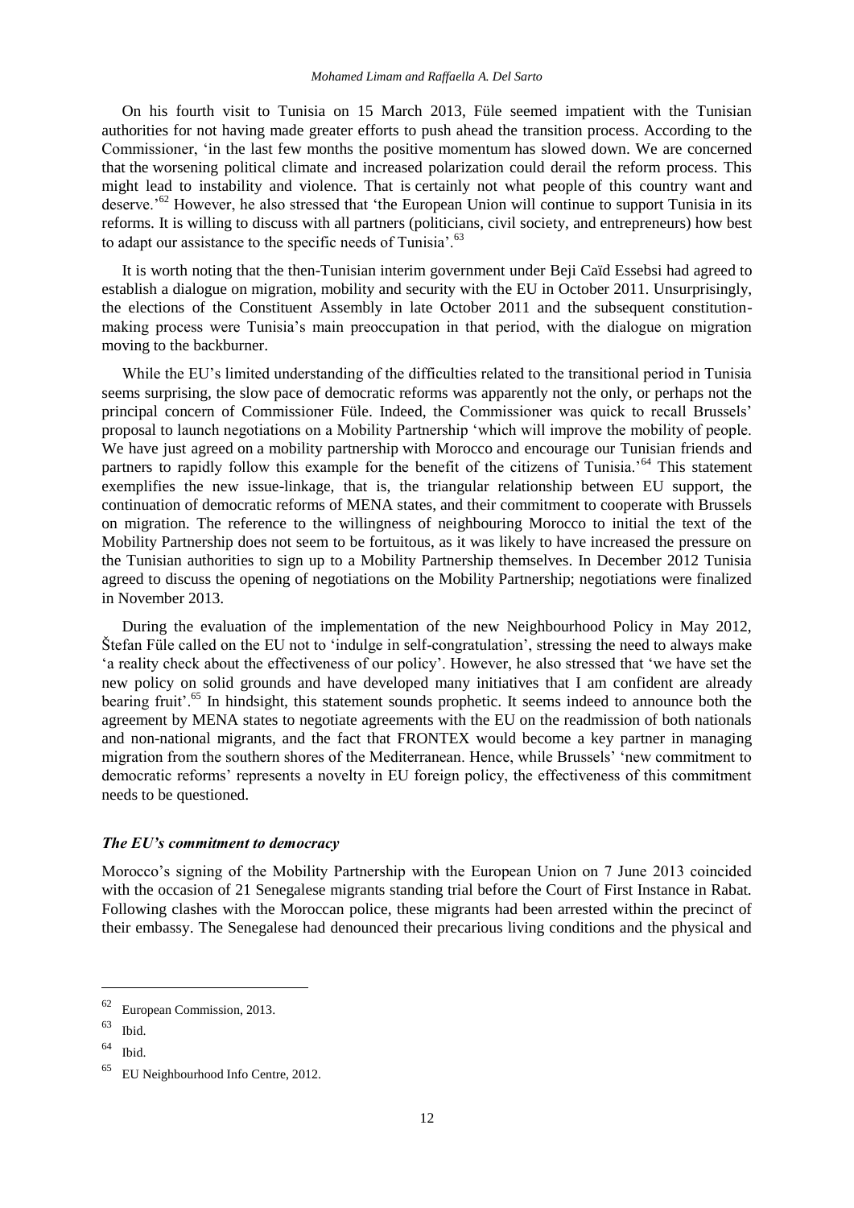On his fourth visit to Tunisia on 15 March 2013, Füle seemed impatient with the Tunisian authorities for not having made greater efforts to push ahead the transition process. According to the Commissioner, 'in the last few months the positive momentum has slowed down. We are concerned that the worsening political climate and increased polarization could derail the reform process. This might lead to instability and violence. That is certainly not what people of this country want and deserve.'[62] However, he also stressed that 'the European Union will continue to support Tunisia in its reforms. It is willing to discuss with all partners (politicians, civil society, and entrepreneurs) how best to adapt our assistance to the specific needs of Tunisia'.[63]

It is worth noting that the then-Tunisian interim government under Beji Caïd Essebsi had agreed to establish a dialogue on migration, mobility and security with the EU in October 2011. Unsurprisingly, the elections of the Constituent Assembly in late October 2011 and the subsequent constitution-making process were Tunisia's main preoccupation in that period, with the dialogue on migration moving to the backburner.

While the EU's limited understanding of the difficulties related to the transitional period in Tunisia seems surprising, the slow pace of democratic reforms was apparently not the only, or perhaps not the principal concern of Commissioner Füle. Indeed, the Commissioner was quick to recall Brussels' proposal to launch negotiations on a Mobility Partnership 'which will improve the mobility of people. We have just agreed on a mobility partnership with Morocco and encourage our Tunisian friends and partners to rapidly follow this example for the benefit of the citizens of Tunisia.'[64] This statement exemplifies the new issue-linkage, that is, the triangular relationship between EU support, the continuation of democratic reforms of MENA states, and their commitment to cooperate with Brussels on migration. The reference to the willingness of neighbouring Morocco to initial the text of the Mobility Partnership does not seem to be fortuitous, as it was likely to have increased the pressure on the Tunisian authorities to sign up to a Mobility Partnership themselves. In December 2012 Tunisia agreed to discuss the opening of negotiations on the Mobility Partnership; negotiations were finalized in November 2013.

During the evaluation of the implementation of the new Neighbourhood Policy in May 2012, Štefan Füle called on the EU not to 'indulge in self-congratulation', stressing the need to always make 'a reality check about the effectiveness of our policy'. However, he also stressed that 'we have set the new policy on solid grounds and have developed many initiatives that I am confident are already bearing fruit'.[65] In hindsight, this statement sounds prophetic. It seems indeed to announce both the agreement by MENA states to negotiate agreements with the EU on the readmission of both nationals and non-national migrants, and the fact that FRONTEX would become a key partner in managing migration from the southern shores of the Mediterranean. Hence, while Brussels' 'new commitment to democratic reforms' represents a novelty in EU foreign policy, the effectiveness of this commitment needs to be questioned.

### *The EU's commitment to democracy*

Morocco's signing of the Mobility Partnership with the European Union on 7 June 2013 coincided with the occasion of 21 Senegalese migrants standing trial before the Court of First Instance in Rabat. Following clashes with the Moroccan police, these migrants had been arrested within the precinct of their embassy. The Senegalese had denounced their precarious living conditions and the physical and

---

[62] European Commission, 2013.

[63] Ibid.

[64] Ibid.

[65] EU Neighbourhood Info Centre, 2012.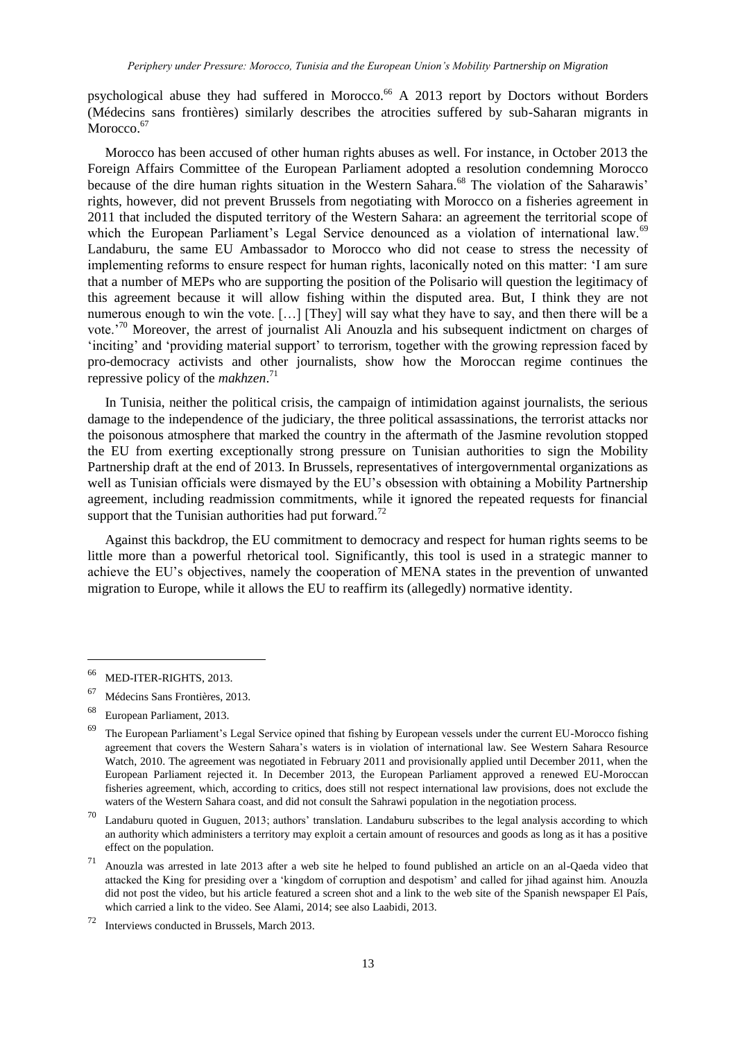psychological abuse they had suffered in Morocco.[66] A 2013 report by Doctors without Borders (Médecins sans frontières) similarly describes the atrocities suffered by sub-Saharan migrants in Morocco.[67]

Morocco has been accused of other human rights abuses as well. For instance, in October 2013 the Foreign Affairs Committee of the European Parliament adopted a resolution condemning Morocco because of the dire human rights situation in the Western Sahara.[68] The violation of the Saharawis' rights, however, did not prevent Brussels from negotiating with Morocco on a fisheries agreement in 2011 that included the disputed territory of the Western Sahara: an agreement the territorial scope of which the European Parliament's Legal Service denounced as a violation of international law.[69] Landaburu, the same EU Ambassador to Morocco who did not cease to stress the necessity of implementing reforms to ensure respect for human rights, laconically noted on this matter: 'I am sure that a number of MEPs who are supporting the position of the Polisario will question the legitimacy of this agreement because it will allow fishing within the disputed area. But, I think they are not numerous enough to win the vote. […] [They] will say what they have to say, and then there will be a vote.'[70] Moreover, the arrest of journalist Ali Anouzla and his subsequent indictment on charges of 'inciting' and 'providing material support' to terrorism, together with the growing repression faced by pro-democracy activists and other journalists, show how the Moroccan regime continues the repressive policy of the *makhzen*.[71]

In Tunisia, neither the political crisis, the campaign of intimidation against journalists, the serious damage to the independence of the judiciary, the three political assassinations, the terrorist attacks nor the poisonous atmosphere that marked the country in the aftermath of the Jasmine revolution stopped the EU from exerting exceptionally strong pressure on Tunisian authorities to sign the Mobility Partnership draft at the end of 2013. In Brussels, representatives of intergovernmental organizations as well as Tunisian officials were dismayed by the EU's obsession with obtaining a Mobility Partnership agreement, including readmission commitments, while it ignored the repeated requests for financial support that the Tunisian authorities had put forward.[72]

Against this backdrop, the EU commitment to democracy and respect for human rights seems to be little more than a powerful rhetorical tool. Significantly, this tool is used in a strategic manner to achieve the EU's objectives, namely the cooperation of MENA states in the prevention of unwanted migration to Europe, while it allows the EU to reaffirm its (allegedly) normative identity.

---

[66] MED-ITER-RIGHTS, 2013.

[67] Médecins Sans Frontières, 2013.

[68] European Parliament, 2013.

[69] The European Parliament's Legal Service opined that fishing by European vessels under the current EU-Morocco fishing agreement that covers the Western Sahara's waters is in violation of international law. See Western Sahara Resource Watch, 2010. The agreement was negotiated in February 2011 and provisionally applied until December 2011, when the European Parliament rejected it. In December 2013, the European Parliament approved a renewed EU-Moroccan fisheries agreement, which, according to critics, does still not respect international law provisions, does not exclude the waters of the Western Sahara coast, and did not consult the Sahrawi population in the negotiation process.

[70] Landaburu quoted in Guguen, 2013; authors' translation. Landaburu subscribes to the legal analysis according to which an authority which administers a territory may exploit a certain amount of resources and goods as long as it has a positive effect on the population.

[71] Anouzla was arrested in late 2013 after a web site he helped to found published an article on an al-Qaeda video that attacked the King for presiding over a 'kingdom of corruption and despotism' and called for jihad against him. Anouzla did not post the video, but his article featured a screen shot and a link to the web site of the Spanish newspaper El País, which carried a link to the video. See Alami, 2014; see also Laabidi, 2013.

[72] Interviews conducted in Brussels, March 2013.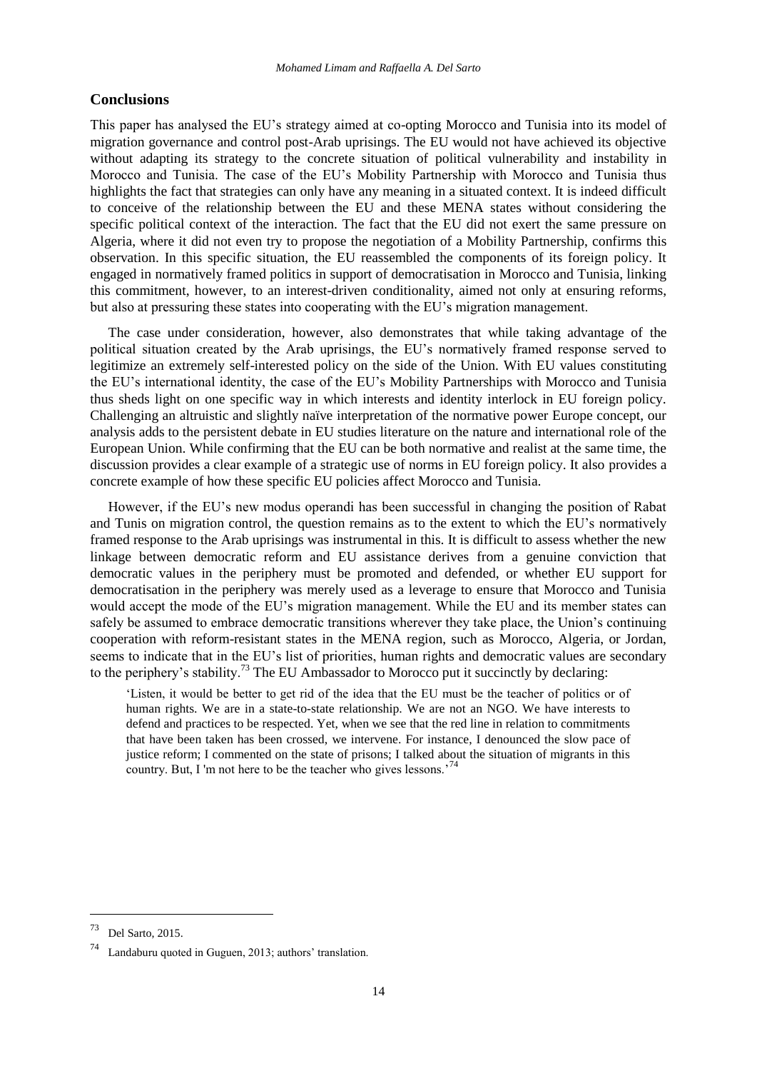## Conclusions

This paper has analysed the EU's strategy aimed at co-opting Morocco and Tunisia into its model of migration governance and control post-Arab uprisings. The EU would not have achieved its objective without adapting its strategy to the concrete situation of political vulnerability and instability in Morocco and Tunisia. The case of the EU's Mobility Partnership with Morocco and Tunisia thus highlights the fact that strategies can only have any meaning in a situated context. It is indeed difficult to conceive of the relationship between the EU and these MENA states without considering the specific political context of the interaction. The fact that the EU did not exert the same pressure on Algeria, where it did not even try to propose the negotiation of a Mobility Partnership, confirms this observation. In this specific situation, the EU reassembled the components of its foreign policy. It engaged in normatively framed politics in support of democratisation in Morocco and Tunisia, linking this commitment, however, to an interest-driven conditionality, aimed not only at ensuring reforms, but also at pressuring these states into cooperating with the EU's migration management.

The case under consideration, however, also demonstrates that while taking advantage of the political situation created by the Arab uprisings, the EU's normatively framed response served to legitimize an extremely self-interested policy on the side of the Union. With EU values constituting the EU's international identity, the case of the EU's Mobility Partnerships with Morocco and Tunisia thus sheds light on one specific way in which interests and identity interlock in EU foreign policy. Challenging an altruistic and slightly naïve interpretation of the normative power Europe concept, our analysis adds to the persistent debate in EU studies literature on the nature and international role of the European Union. While confirming that the EU can be both normative and realist at the same time, the discussion provides a clear example of a strategic use of norms in EU foreign policy. It also provides a concrete example of how these specific EU policies affect Morocco and Tunisia.

However, if the EU's new modus operandi has been successful in changing the position of Rabat and Tunis on migration control, the question remains as to the extent to which the EU's normatively framed response to the Arab uprisings was instrumental in this. It is difficult to assess whether the new linkage between democratic reform and EU assistance derives from a genuine conviction that democratic values in the periphery must be promoted and defended, or whether EU support for democratisation in the periphery was merely used as a leverage to ensure that Morocco and Tunisia would accept the mode of the EU's migration management. While the EU and its member states can safely be assumed to embrace democratic transitions wherever they take place, the Union's continuing cooperation with reform-resistant states in the MENA region, such as Morocco, Algeria, or Jordan, seems to indicate that in the EU's list of priorities, human rights and democratic values are secondary to the periphery's stability.[73] The EU Ambassador to Morocco put it succinctly by declaring:

> 'Listen, it would be better to get rid of the idea that the EU must be the teacher of politics or of human rights. We are in a state-to-state relationship. We are not an NGO. We have interests to defend and practices to be respected. Yet, when we see that the red line in relation to commitments that have been taken has been crossed, we intervene. For instance, I denounced the slow pace of justice reform; I commented on the state of prisons; I talked about the situation of migrants in this country. But, I 'm not here to be the teacher who gives lessons.'[74]

---

[73] Del Sarto, 2015.

[74] Landaburu quoted in Guguen, 2013; authors' translation.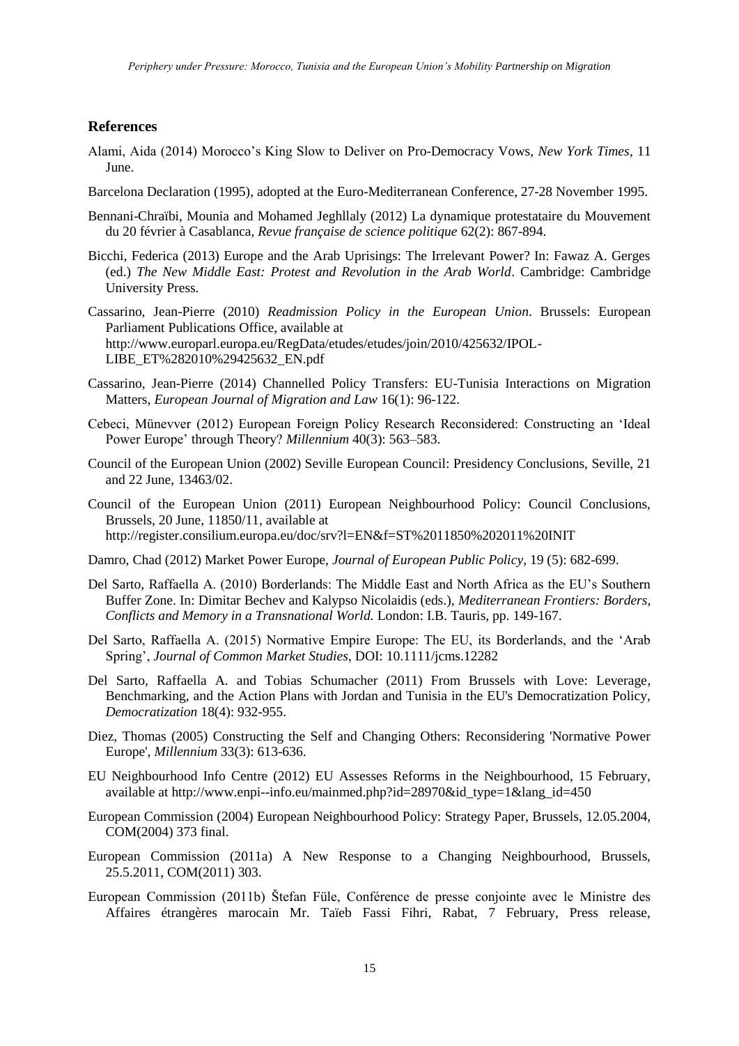## References

Alami, Aida (2014) Morocco's King Slow to Deliver on Pro-Democracy Vows, *New York Times*, 11 June.

Barcelona Declaration (1995), adopted at the Euro-Mediterranean Conference, 27-28 November 1995.

Bennani-Chraïbi, Mounia and Mohamed Jeghllaly (2012) La dynamique protestataire du Mouvement du 20 février à Casablanca, *Revue française de science politique* 62(2): 867-894.

Bicchi, Federica (2013) Europe and the Arab Uprisings: The Irrelevant Power? In: Fawaz A. Gerges (ed.) *The New Middle East: Protest and Revolution in the Arab World*. Cambridge: Cambridge University Press.

Cassarino, Jean-Pierre (2010) *Readmission Policy in the European Union*. Brussels: European Parliament Publications Office, available at http://www.europarl.europa.eu/RegData/etudes/etudes/join/2010/425632/IPOL-LIBE_ET%282010%29425632_EN.pdf

Cassarino, Jean-Pierre (2014) Channelled Policy Transfers: EU-Tunisia Interactions on Migration Matters, *European Journal of Migration and Law* 16(1): 96-122.

Cebeci, Münevver (2012) European Foreign Policy Research Reconsidered: Constructing an 'Ideal Power Europe' through Theory? *Millennium* 40(3): 563–583.

Council of the European Union (2002) Seville European Council: Presidency Conclusions, Seville, 21 and 22 June, 13463/02.

Council of the European Union (2011) European Neighbourhood Policy: Council Conclusions, Brussels, 20 June, 11850/11, available at http://register.consilium.europa.eu/doc/srv?l=EN&f=ST%2011850%202011%20INIT

Damro, Chad (2012) Market Power Europe, *Journal of European Public Policy*, 19 (5): 682-699.

Del Sarto, Raffaella A. (2010) Borderlands: The Middle East and North Africa as the EU's Southern Buffer Zone. In: Dimitar Bechev and Kalypso Nicolaidis (eds.), *Mediterranean Frontiers: Borders, Conflicts and Memory in a Transnational World.* London: I.B. Tauris, pp. 149-167.

Del Sarto, Raffaella A. (2015) Normative Empire Europe: The EU, its Borderlands, and the 'Arab Spring', *Journal of Common Market Studies*, DOI: 10.1111/jcms.12282

Del Sarto, Raffaella A. and Tobias Schumacher (2011) From Brussels with Love: Leverage, Benchmarking, and the Action Plans with Jordan and Tunisia in the EU's Democratization Policy, *Democratization* 18(4): 932-955.

Diez, Thomas (2005) Constructing the Self and Changing Others: Reconsidering 'Normative Power Europe', *Millennium* 33(3): 613-636.

EU Neighbourhood Info Centre (2012) EU Assesses Reforms in the Neighbourhood, 15 February, available at http://www.enpi--info.eu/mainmed.php?id=28970&id_type=1&lang_id=450

European Commission (2004) European Neighbourhood Policy: Strategy Paper, Brussels, 12.05.2004, COM(2004) 373 final.

European Commission (2011a) A New Response to a Changing Neighbourhood, Brussels, 25.5.2011, COM(2011) 303.

European Commission (2011b) Štefan Füle, Conférence de presse conjointe avec le Ministre des Affaires étrangères marocain Mr. Taïeb Fassi Fihri, Rabat, 7 February, Press release,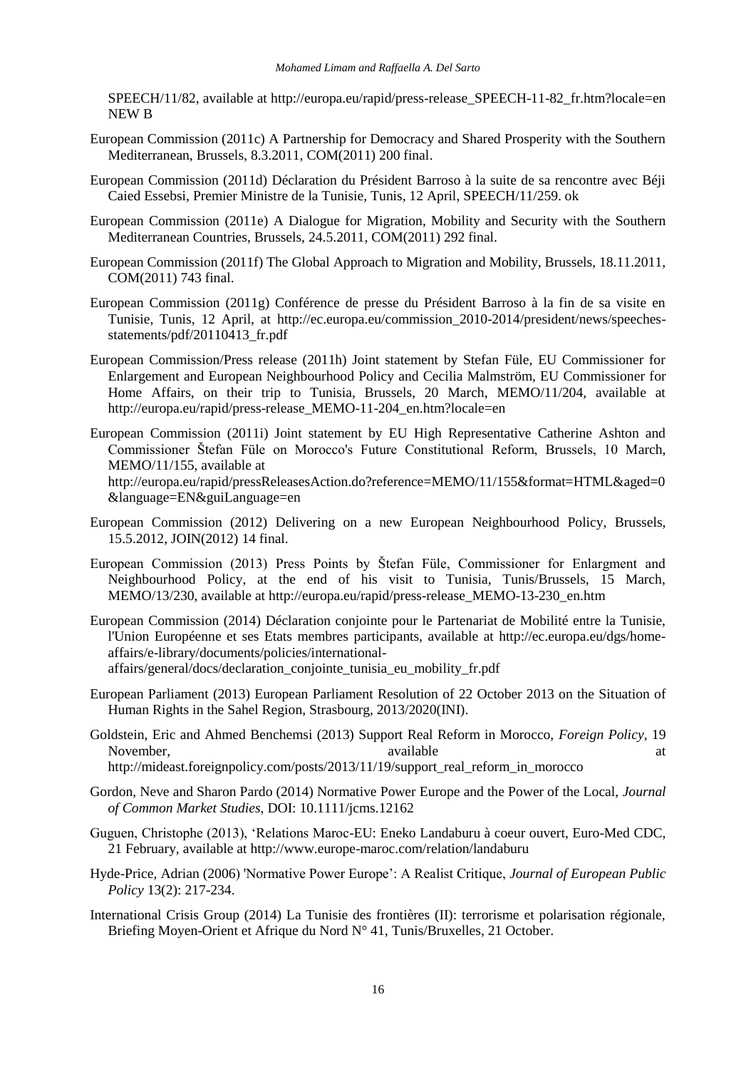SPEECH/11/82, available at http://europa.eu/rapid/press-release_SPEECH-11-82_fr.htm?locale=en NEW B

European Commission (2011c) A Partnership for Democracy and Shared Prosperity with the Southern Mediterranean, Brussels, 8.3.2011, COM(2011) 200 final.

European Commission (2011d) Déclaration du Président Barroso à la suite de sa rencontre avec Béji Caied Essebsi, Premier Ministre de la Tunisie, Tunis, 12 April, SPEECH/11/259. ok

European Commission (2011e) A Dialogue for Migration, Mobility and Security with the Southern Mediterranean Countries, Brussels, 24.5.2011, COM(2011) 292 final.

European Commission (2011f) The Global Approach to Migration and Mobility, Brussels, 18.11.2011, COM(2011) 743 final.

European Commission (2011g) Conférence de presse du Président Barroso à la fin de sa visite en Tunisie, Tunis, 12 April, at http://ec.europa.eu/commission_2010-2014/president/news/speeches-statements/pdf/20110413_fr.pdf

European Commission/Press release (2011h) Joint statement by Stefan Füle, EU Commissioner for Enlargement and European Neighbourhood Policy and Cecilia Malmström, EU Commissioner for Home Affairs, on their trip to Tunisia, Brussels, 20 March, MEMO/11/204, available at http://europa.eu/rapid/press-release_MEMO-11-204_en.htm?locale=en

European Commission (2011i) Joint statement by EU High Representative Catherine Ashton and Commissioner Štefan Füle on Morocco's Future Constitutional Reform, Brussels, 10 March, MEMO/11/155, available at http://europa.eu/rapid/pressReleasesAction.do?reference=MEMO/11/155&format=HTML&aged=0&language=EN&guiLanguage=en

European Commission (2012) Delivering on a new European Neighbourhood Policy, Brussels, 15.5.2012, JOIN(2012) 14 final.

European Commission (2013) Press Points by Štefan Füle, Commissioner for Enlargment and Neighbourhood Policy, at the end of his visit to Tunisia, Tunis/Brussels, 15 March, MEMO/13/230, available at http://europa.eu/rapid/press-release_MEMO-13-230_en.htm

European Commission (2014) Déclaration conjointe pour le Partenariat de Mobilité entre la Tunisie, l'Union Européenne et ses Etats membres participants, available at http://ec.europa.eu/dgs/home-affairs/e-library/documents/policies/international-affairs/general/docs/declaration_conjointe_tunisia_eu_mobility_fr.pdf

European Parliament (2013) European Parliament Resolution of 22 October 2013 on the Situation of Human Rights in the Sahel Region, Strasbourg, 2013/2020(INI).

Goldstein, Eric and Ahmed Benchemsi (2013) Support Real Reform in Morocco, *Foreign Policy*, 19 November, available at http://mideast.foreignpolicy.com/posts/2013/11/19/support_real_reform_in_morocco

Gordon, Neve and Sharon Pardo (2014) Normative Power Europe and the Power of the Local, *Journal of Common Market Studies*, DOI: 10.1111/jcms.12162

Guguen, Christophe (2013), 'Relations Maroc-EU: Eneko Landaburu à coeur ouvert, Euro-Med CDC, 21 February, available at http://www.europe-maroc.com/relation/landaburu

Hyde-Price, Adrian (2006) 'Normative Power Europe': A Realist Critique, *Journal of European Public Policy* 13(2): 217-234.

International Crisis Group (2014) La Tunisie des frontières (II): terrorisme et polarisation régionale, Briefing Moyen-Orient et Afrique du Nord N° 41, Tunis/Bruxelles, 21 October.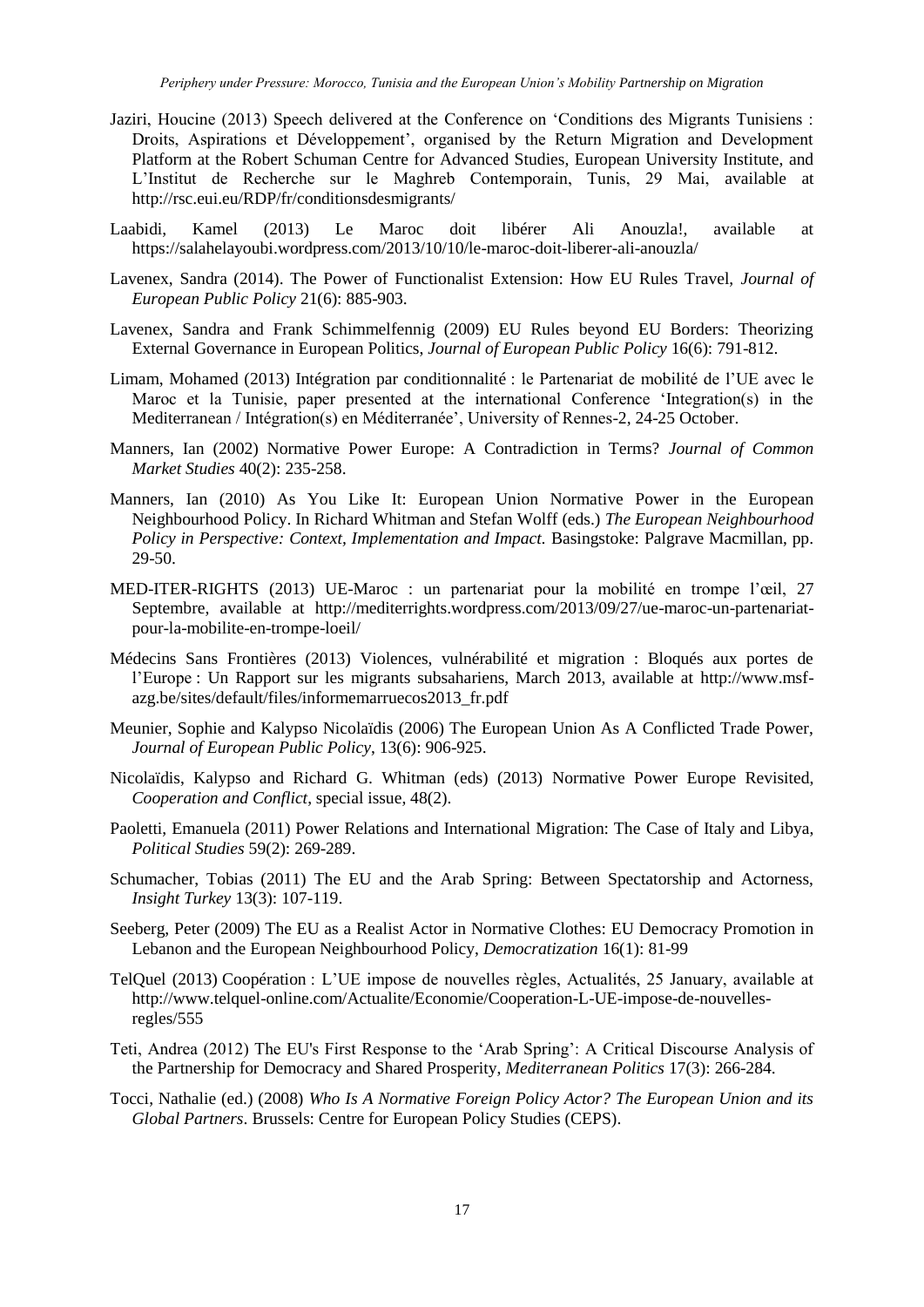Jaziri, Houcine (2013) Speech delivered at the Conference on 'Conditions des Migrants Tunisiens : Droits, Aspirations et Développement', organised by the Return Migration and Development Platform at the Robert Schuman Centre for Advanced Studies, European University Institute, and L'Institut de Recherche sur le Maghreb Contemporain, Tunis, 29 Mai, available at http://rsc.eui.eu/RDP/fr/conditionsdesmigrants/

Laabidi, Kamel (2013) Le Maroc doit libérer Ali Anouzla!, available at https://salahelayoubi.wordpress.com/2013/10/10/le-maroc-doit-liberer-ali-anouzla/

Lavenex, Sandra (2014). The Power of Functionalist Extension: How EU Rules Travel, *Journal of European Public Policy* 21(6): 885-903.

Lavenex, Sandra and Frank Schimmelfennig (2009) EU Rules beyond EU Borders: Theorizing External Governance in European Politics, *Journal of European Public Policy* 16(6): 791-812.

Limam, Mohamed (2013) Intégration par conditionnalité : le Partenariat de mobilité de l'UE avec le Maroc et la Tunisie, paper presented at the international Conference 'Integration(s) in the Mediterranean / Intégration(s) en Méditerranée', University of Rennes-2, 24-25 October.

Manners, Ian (2002) Normative Power Europe: A Contradiction in Terms? *Journal of Common Market Studies* 40(2): 235-258.

Manners, Ian (2010) As You Like It: European Union Normative Power in the European Neighbourhood Policy. In Richard Whitman and Stefan Wolff (eds.) *The European Neighbourhood Policy in Perspective: Context, Implementation and Impact*. Basingstoke: Palgrave Macmillan, pp. 29-50.

MED-ITER-RIGHTS (2013) UE-Maroc : un partenariat pour la mobilité en trompe l'œil, 27 Septembre, available at http://mediterrights.wordpress.com/2013/09/27/ue-maroc-un-partenariat-pour-la-mobilite-en-trompe-loeil/

Médecins Sans Frontières (2013) Violences, vulnérabilité et migration : Bloqués aux portes de l'Europe : Un Rapport sur les migrants subsahariens, March 2013, available at http://www.msf-azg.be/sites/default/files/informemarruecos2013_fr.pdf

Meunier, Sophie and Kalypso Nicolaïdis (2006) The European Union As A Conflicted Trade Power, *Journal of European Public Policy*, 13(6): 906-925.

Nicolaïdis, Kalypso and Richard G. Whitman (eds) (2013) Normative Power Europe Revisited, *Cooperation and Conflict*, special issue, 48(2).

Paoletti, Emanuela (2011) Power Relations and International Migration: The Case of Italy and Libya, *Political Studies* 59(2): 269-289.

Schumacher, Tobias (2011) The EU and the Arab Spring: Between Spectatorship and Actorness, *Insight Turkey* 13(3): 107-119.

Seeberg, Peter (2009) The EU as a Realist Actor in Normative Clothes: EU Democracy Promotion in Lebanon and the European Neighbourhood Policy, *Democratization* 16(1): 81-99

TelQuel (2013) Coopération : L'UE impose de nouvelles règles, Actualités, 25 January, available at http://www.telquel-online.com/Actualite/Economie/Cooperation-L-UE-impose-de-nouvelles-regles/555

Teti, Andrea (2012) The EU's First Response to the 'Arab Spring': A Critical Discourse Analysis of the Partnership for Democracy and Shared Prosperity, *Mediterranean Politics* 17(3): 266-284.

Tocci, Nathalie (ed.) (2008) *Who Is A Normative Foreign Policy Actor? The European Union and its Global Partners*. Brussels: Centre for European Policy Studies (CEPS).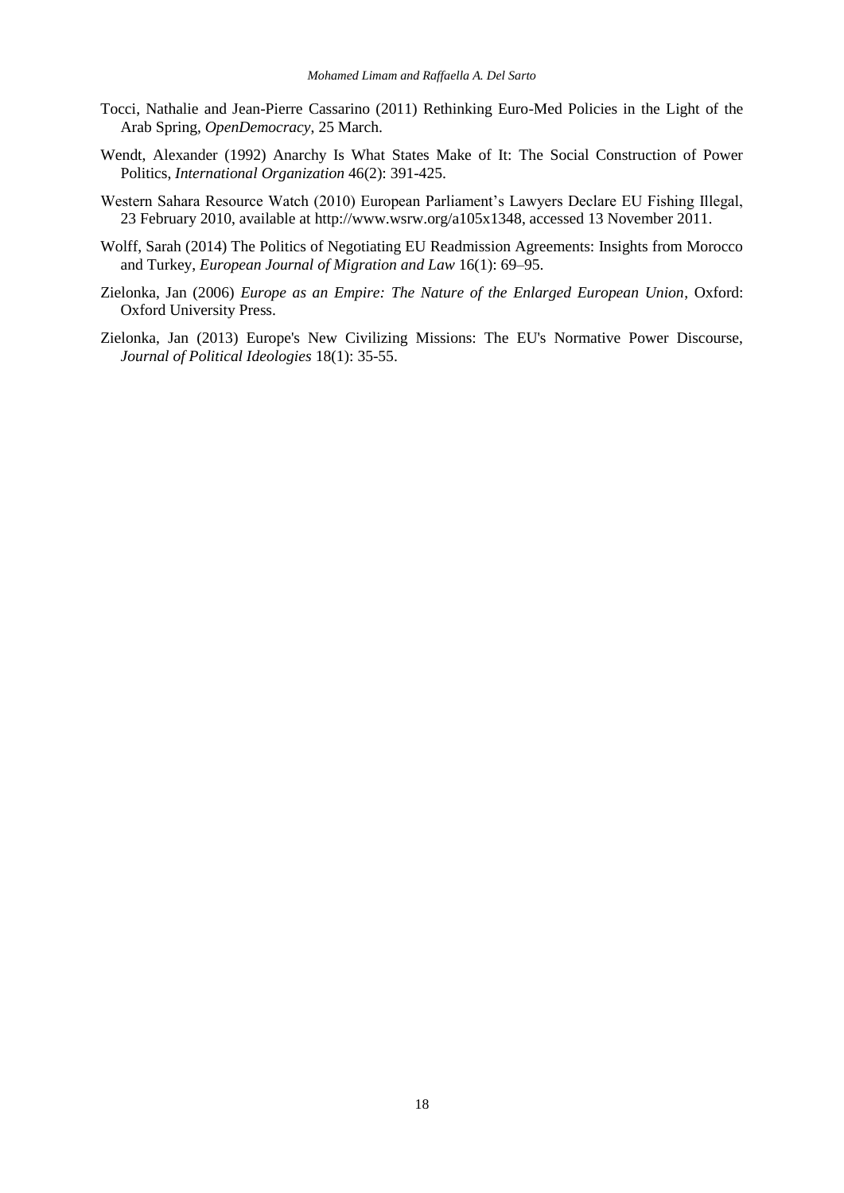Tocci, Nathalie and Jean-Pierre Cassarino (2011) Rethinking Euro-Med Policies in the Light of the Arab Spring, *OpenDemocracy*, 25 March.

Wendt, Alexander (1992) Anarchy Is What States Make of It: The Social Construction of Power Politics, *International Organization* 46(2): 391-425.

Western Sahara Resource Watch (2010) European Parliament's Lawyers Declare EU Fishing Illegal, 23 February 2010, available at http://www.wsrw.org/a105x1348, accessed 13 November 2011.

Wolff, Sarah (2014) The Politics of Negotiating EU Readmission Agreements: Insights from Morocco and Turkey, *European Journal of Migration and Law* 16(1): 69–95.

Zielonka, Jan (2006) *Europe as an Empire: The Nature of the Enlarged European Union*, Oxford: Oxford University Press.

Zielonka, Jan (2013) Europe's New Civilizing Missions: The EU's Normative Power Discourse, *Journal of Political Ideologies* 18(1): 35-55.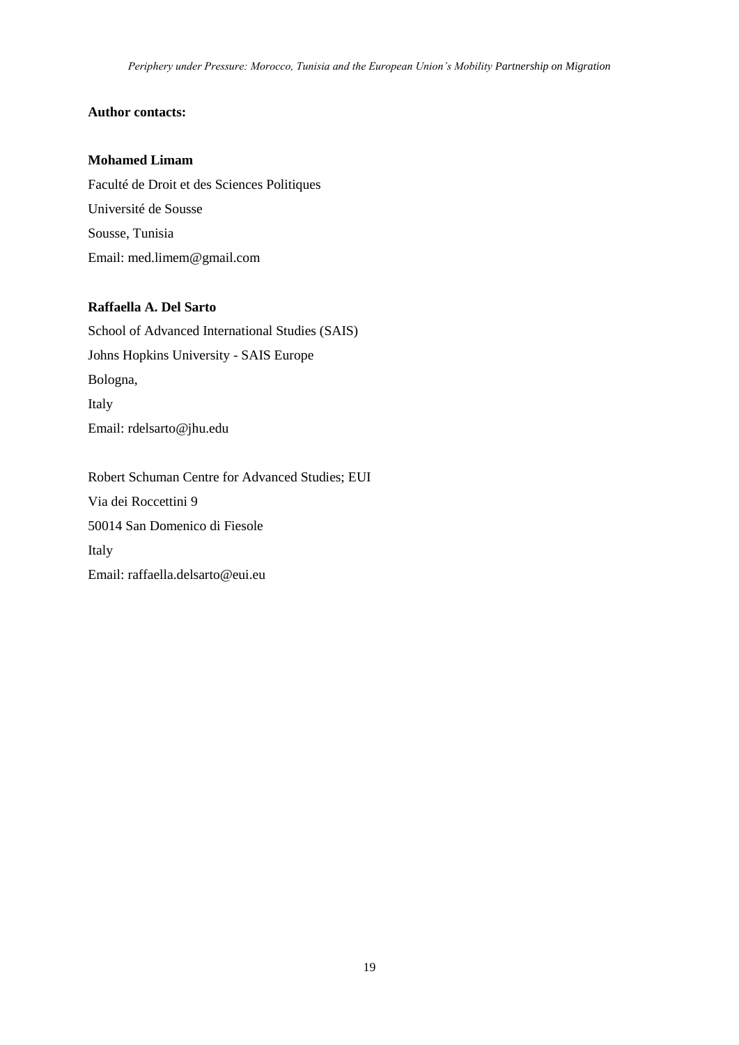**Author contacts:**

**Mohamed Limam**

Faculté de Droit et des Sciences Politiques

Université de Sousse

Sousse, Tunisia

Email: med.limem@gmail.com

**Raffaella A. Del Sarto**

School of Advanced International Studies (SAIS)

Johns Hopkins University - SAIS Europe

Bologna,

Italy

Email: rdelsarto@jhu.edu

Robert Schuman Centre for Advanced Studies; EUI

Via dei Roccettini 9

50014 San Domenico di Fiesole

Italy

Email: raffaella.delsarto@eui.eu